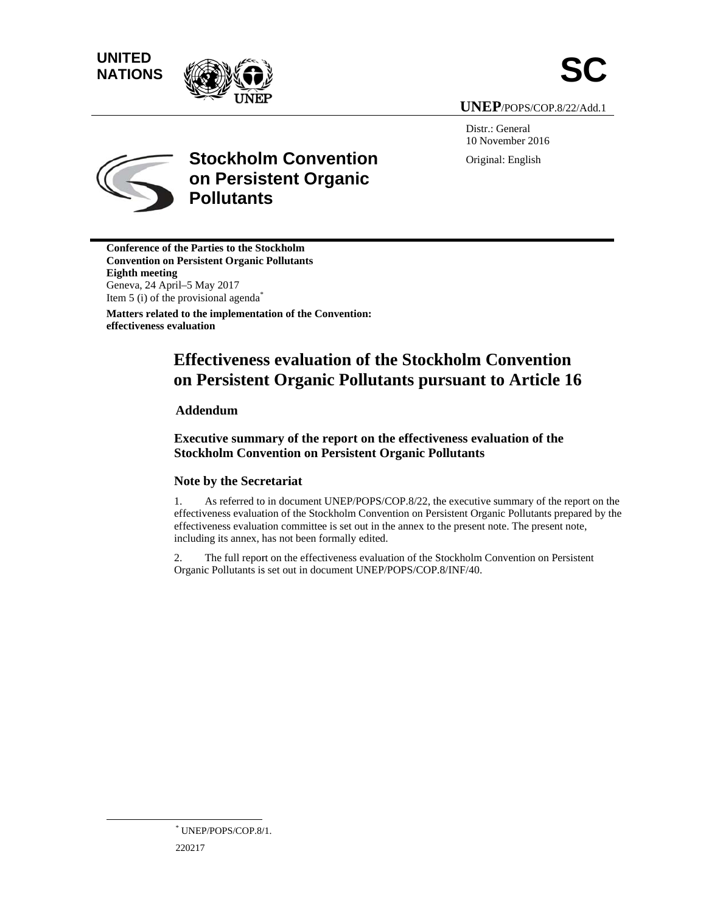UNITED NATIONS

# SC

UNEP/POPS/COP.8/22/Add.1

Distr.: General
10 November 2016

Original: English

**Stockholm Convention on Persistent Organic Pollutants**

**Conference of the Parties to the Stockholm Convention on Persistent Organic Pollutants**
**Eighth meeting**
Geneva, 24 April–5 May 2017
Item 5 (i) of the provisional agenda[*]

**Matters related to the implementation of the Convention: effectiveness evaluation**

# Effectiveness evaluation of the Stockholm Convention on Persistent Organic Pollutants pursuant to Article 16

## Addendum

### Executive summary of the report on the effectiveness evaluation of the Stockholm Convention on Persistent Organic Pollutants

### Note by the Secretariat

1. As referred to in document UNEP/POPS/COP.8/22, the executive summary of the report on the effectiveness evaluation of the Stockholm Convention on Persistent Organic Pollutants prepared by the effectiveness evaluation committee is set out in the annex to the present note. The present note, including its annex, has not been formally edited.

2. The full report on the effectiveness evaluation of the Stockholm Convention on Persistent Organic Pollutants is set out in document UNEP/POPS/COP.8/INF/40.

[*] UNEP/POPS/COP.8/1.

220217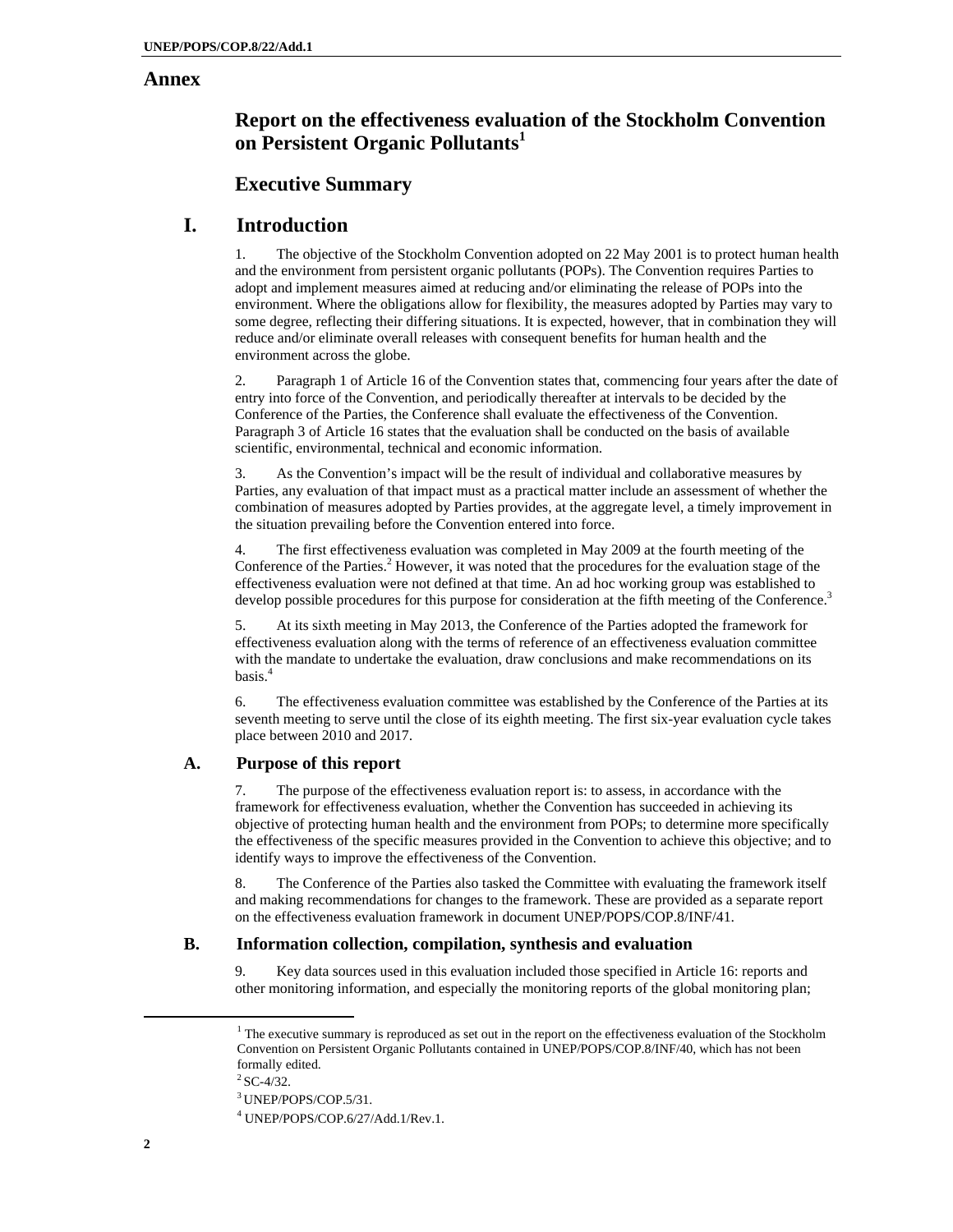# Annex

## Report on the effectiveness evaluation of the Stockholm Convention on Persistent Organic Pollutants[1]

## Executive Summary

## I. Introduction

1. The objective of the Stockholm Convention adopted on 22 May 2001 is to protect human health and the environment from persistent organic pollutants (POPs). The Convention requires Parties to adopt and implement measures aimed at reducing and/or eliminating the release of POPs into the environment. Where the obligations allow for flexibility, the measures adopted by Parties may vary to some degree, reflecting their differing situations. It is expected, however, that in combination they will reduce and/or eliminate overall releases with consequent benefits for human health and the environment across the globe.

2. Paragraph 1 of Article 16 of the Convention states that, commencing four years after the date of entry into force of the Convention, and periodically thereafter at intervals to be decided by the Conference of the Parties, the Conference shall evaluate the effectiveness of the Convention. Paragraph 3 of Article 16 states that the evaluation shall be conducted on the basis of available scientific, environmental, technical and economic information.

3. As the Convention's impact will be the result of individual and collaborative measures by Parties, any evaluation of that impact must as a practical matter include an assessment of whether the combination of measures adopted by Parties provides, at the aggregate level, a timely improvement in the situation prevailing before the Convention entered into force.

4. The first effectiveness evaluation was completed in May 2009 at the fourth meeting of the Conference of the Parties.[2] However, it was noted that the procedures for the evaluation stage of the effectiveness evaluation were not defined at that time. An ad hoc working group was established to develop possible procedures for this purpose for consideration at the fifth meeting of the Conference.[3]

5. At its sixth meeting in May 2013, the Conference of the Parties adopted the framework for effectiveness evaluation along with the terms of reference of an effectiveness evaluation committee with the mandate to undertake the evaluation, draw conclusions and make recommendations on its basis.[4]

6. The effectiveness evaluation committee was established by the Conference of the Parties at its seventh meeting to serve until the close of its eighth meeting. The first six-year evaluation cycle takes place between 2010 and 2017.

### A. Purpose of this report

7. The purpose of the effectiveness evaluation report is: to assess, in accordance with the framework for effectiveness evaluation, whether the Convention has succeeded in achieving its objective of protecting human health and the environment from POPs; to determine more specifically the effectiveness of the specific measures provided in the Convention to achieve this objective; and to identify ways to improve the effectiveness of the Convention.

8. The Conference of the Parties also tasked the Committee with evaluating the framework itself and making recommendations for changes to the framework. These are provided as a separate report on the effectiveness evaluation framework in document UNEP/POPS/COP.8/INF/41.

### B. Information collection, compilation, synthesis and evaluation

9. Key data sources used in this evaluation included those specified in Article 16: reports and other monitoring information, and especially the monitoring reports of the global monitoring plan;

---

[1] The executive summary is reproduced as set out in the report on the effectiveness evaluation of the Stockholm Convention on Persistent Organic Pollutants contained in UNEP/POPS/COP.8/INF/40, which has not been formally edited.

[2] SC-4/32.

[3] UNEP/POPS/COP.5/31.

[4] UNEP/POPS/COP.6/27/Add.1/Rev.1.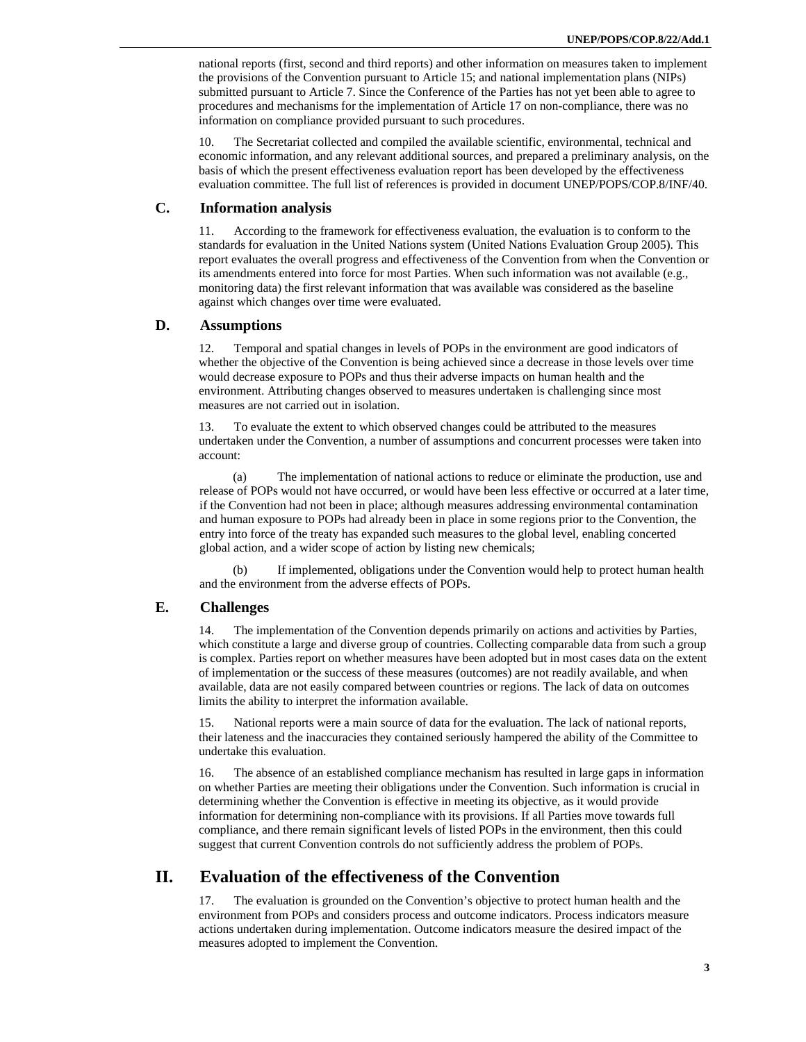national reports (first, second and third reports) and other information on measures taken to implement the provisions of the Convention pursuant to Article 15; and national implementation plans (NIPs) submitted pursuant to Article 7. Since the Conference of the Parties has not yet been able to agree to procedures and mechanisms for the implementation of Article 17 on non-compliance, there was no information on compliance provided pursuant to such procedures.

10. The Secretariat collected and compiled the available scientific, environmental, technical and economic information, and any relevant additional sources, and prepared a preliminary analysis, on the basis of which the present effectiveness evaluation report has been developed by the effectiveness evaluation committee. The full list of references is provided in document UNEP/POPS/COP.8/INF/40.

### C. Information analysis

11. According to the framework for effectiveness evaluation, the evaluation is to conform to the standards for evaluation in the United Nations system (United Nations Evaluation Group 2005). This report evaluates the overall progress and effectiveness of the Convention from when the Convention or its amendments entered into force for most Parties. When such information was not available (e.g., monitoring data) the first relevant information that was available was considered as the baseline against which changes over time were evaluated.

### D. Assumptions

12. Temporal and spatial changes in levels of POPs in the environment are good indicators of whether the objective of the Convention is being achieved since a decrease in those levels over time would decrease exposure to POPs and thus their adverse impacts on human health and the environment. Attributing changes observed to measures undertaken is challenging since most measures are not carried out in isolation.

13. To evaluate the extent to which observed changes could be attributed to the measures undertaken under the Convention, a number of assumptions and concurrent processes were taken into account:

(a) The implementation of national actions to reduce or eliminate the production, use and release of POPs would not have occurred, or would have been less effective or occurred at a later time, if the Convention had not been in place; although measures addressing environmental contamination and human exposure to POPs had already been in place in some regions prior to the Convention, the entry into force of the treaty has expanded such measures to the global level, enabling concerted global action, and a wider scope of action by listing new chemicals;

(b) If implemented, obligations under the Convention would help to protect human health and the environment from the adverse effects of POPs.

### E. Challenges

14. The implementation of the Convention depends primarily on actions and activities by Parties, which constitute a large and diverse group of countries. Collecting comparable data from such a group is complex. Parties report on whether measures have been adopted but in most cases data on the extent of implementation or the success of these measures (outcomes) are not readily available, and when available, data are not easily compared between countries or regions. The lack of data on outcomes limits the ability to interpret the information available.

15. National reports were a main source of data for the evaluation. The lack of national reports, their lateness and the inaccuracies they contained seriously hampered the ability of the Committee to undertake this evaluation.

16. The absence of an established compliance mechanism has resulted in large gaps in information on whether Parties are meeting their obligations under the Convention. Such information is crucial in determining whether the Convention is effective in meeting its objective, as it would provide information for determining non-compliance with its provisions. If all Parties move towards full compliance, and there remain significant levels of listed POPs in the environment, then this could suggest that current Convention controls do not sufficiently address the problem of POPs.

## II. Evaluation of the effectiveness of the Convention

17. The evaluation is grounded on the Convention's objective to protect human health and the environment from POPs and considers process and outcome indicators. Process indicators measure actions undertaken during implementation. Outcome indicators measure the desired impact of the measures adopted to implement the Convention.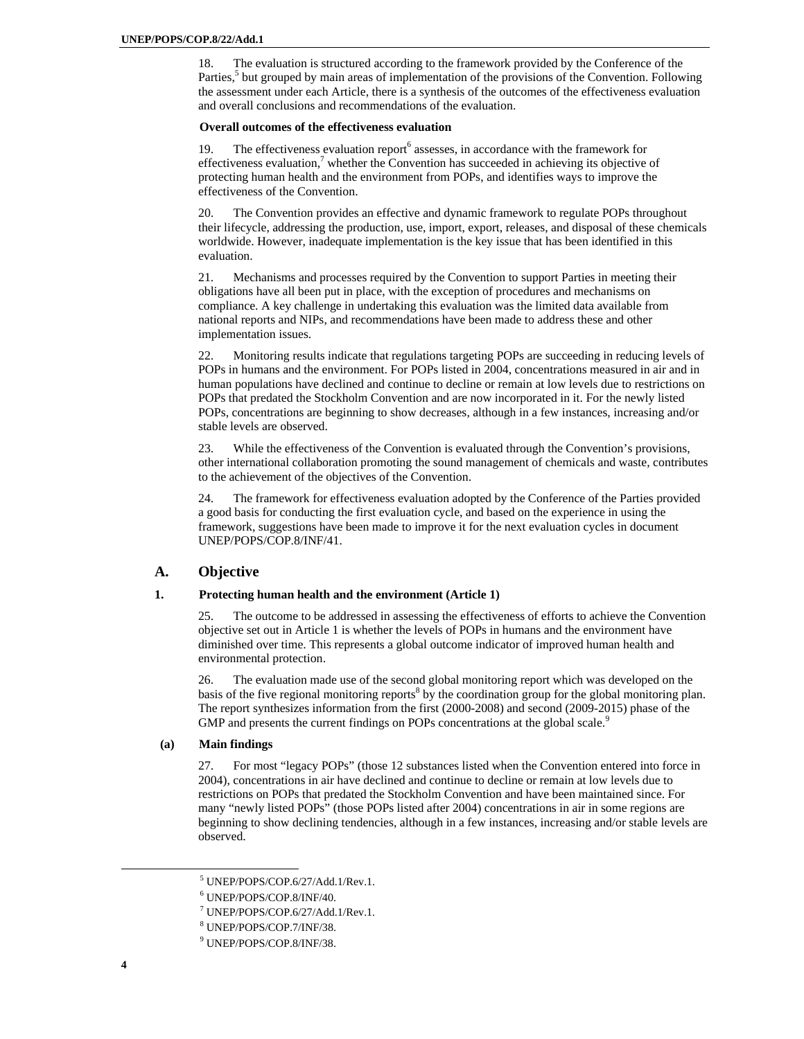18. The evaluation is structured according to the framework provided by the Conference of the Parties,[5] but grouped by main areas of implementation of the provisions of the Convention. Following the assessment under each Article, there is a synthesis of the outcomes of the effectiveness evaluation and overall conclusions and recommendations of the evaluation.

**Overall outcomes of the effectiveness evaluation**

19. The effectiveness evaluation report[6] assesses, in accordance with the framework for effectiveness evaluation,[7] whether the Convention has succeeded in achieving its objective of protecting human health and the environment from POPs, and identifies ways to improve the effectiveness of the Convention.

20. The Convention provides an effective and dynamic framework to regulate POPs throughout their lifecycle, addressing the production, use, import, export, releases, and disposal of these chemicals worldwide. However, inadequate implementation is the key issue that has been identified in this evaluation.

21. Mechanisms and processes required by the Convention to support Parties in meeting their obligations have all been put in place, with the exception of procedures and mechanisms on compliance. A key challenge in undertaking this evaluation was the limited data available from national reports and NIPs, and recommendations have been made to address these and other implementation issues.

22. Monitoring results indicate that regulations targeting POPs are succeeding in reducing levels of POPs in humans and the environment. For POPs listed in 2004, concentrations measured in air and in human populations have declined and continue to decline or remain at low levels due to restrictions on POPs that predated the Stockholm Convention and are now incorporated in it. For the newly listed POPs, concentrations are beginning to show decreases, although in a few instances, increasing and/or stable levels are observed.

23. While the effectiveness of the Convention is evaluated through the Convention's provisions, other international collaboration promoting the sound management of chemicals and waste, contributes to the achievement of the objectives of the Convention.

24. The framework for effectiveness evaluation adopted by the Conference of the Parties provided a good basis for conducting the first evaluation cycle, and based on the experience in using the framework, suggestions have been made to improve it for the next evaluation cycles in document UNEP/POPS/COP.8/INF/41.

## A. Objective

### 1. Protecting human health and the environment (Article 1)

25. The outcome to be addressed in assessing the effectiveness of efforts to achieve the Convention objective set out in Article 1 is whether the levels of POPs in humans and the environment have diminished over time. This represents a global outcome indicator of improved human health and environmental protection.

26. The evaluation made use of the second global monitoring report which was developed on the basis of the five regional monitoring reports[8] by the coordination group for the global monitoring plan. The report synthesizes information from the first (2000-2008) and second (2009-2015) phase of the GMP and presents the current findings on POPs concentrations at the global scale.[9]

#### (a) Main findings

27. For most "legacy POPs" (those 12 substances listed when the Convention entered into force in 2004), concentrations in air have declined and continue to decline or remain at low levels due to restrictions on POPs that predated the Stockholm Convention and have been maintained since. For many "newly listed POPs" (those POPs listed after 2004) concentrations in air in some regions are beginning to show declining tendencies, although in a few instances, increasing and/or stable levels are observed.

---

[5] UNEP/POPS/COP.6/27/Add.1/Rev.1.

[6] UNEP/POPS/COP.8/INF/40.

[7] UNEP/POPS/COP.6/27/Add.1/Rev.1.

[8] UNEP/POPS/COP.7/INF/38.

[9] UNEP/POPS/COP.8/INF/38.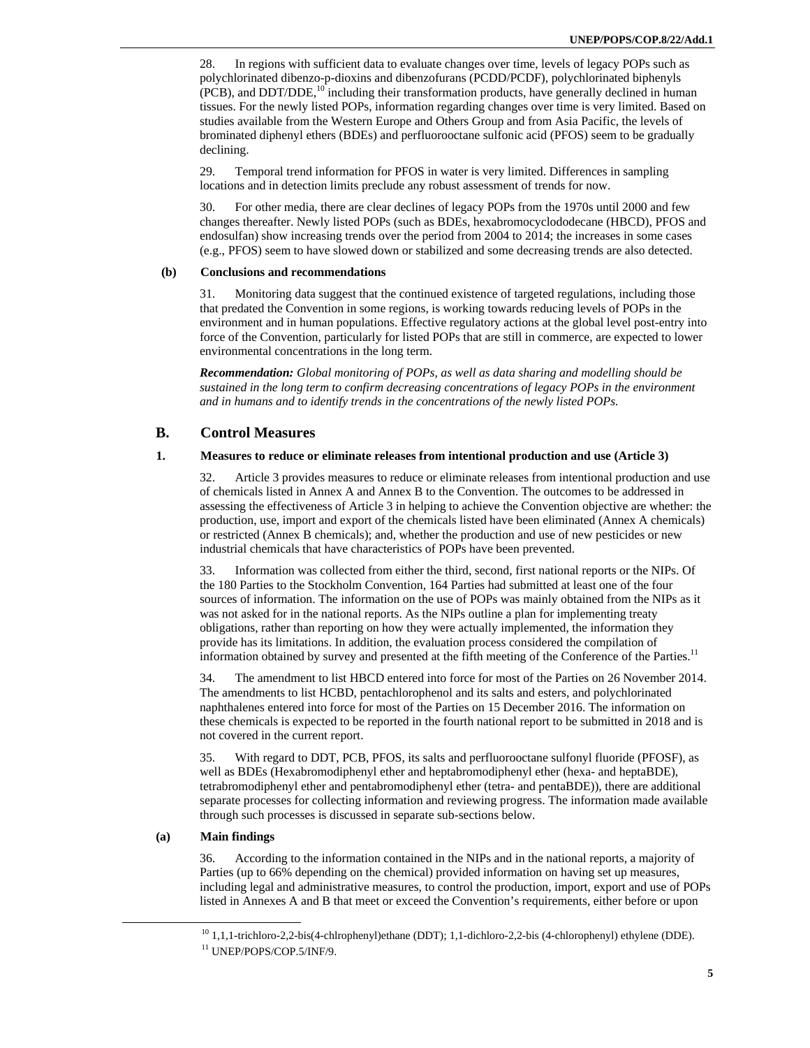28. In regions with sufficient data to evaluate changes over time, levels of legacy POPs such as polychlorinated dibenzo-p-dioxins and dibenzofurans (PCDD/PCDF), polychlorinated biphenyls (PCB), and DDT/DDE,[10] including their transformation products, have generally declined in human tissues. For the newly listed POPs, information regarding changes over time is very limited. Based on studies available from the Western Europe and Others Group and from Asia Pacific, the levels of brominated diphenyl ethers (BDEs) and perfluorooctane sulfonic acid (PFOS) seem to be gradually declining.

29. Temporal trend information for PFOS in water is very limited. Differences in sampling locations and in detection limits preclude any robust assessment of trends for now.

30. For other media, there are clear declines of legacy POPs from the 1970s until 2000 and few changes thereafter. Newly listed POPs (such as BDEs, hexabromocyclododecane (HBCD), PFOS and endosulfan) show increasing trends over the period from 2004 to 2014; the increases in some cases (e.g., PFOS) seem to have slowed down or stabilized and some decreasing trends are also detected.

#### (b) Conclusions and recommendations

31. Monitoring data suggest that the continued existence of targeted regulations, including those that predated the Convention in some regions, is working towards reducing levels of POPs in the environment and in human populations. Effective regulatory actions at the global level post-entry into force of the Convention, particularly for listed POPs that are still in commerce, are expected to lower environmental concentrations in the long term.

***Recommendation:*** *Global monitoring of POPs, as well as data sharing and modelling should be sustained in the long term to confirm decreasing concentrations of legacy POPs in the environment and in humans and to identify trends in the concentrations of the newly listed POPs.*

## B. Control Measures

### 1. Measures to reduce or eliminate releases from intentional production and use (Article 3)

32. Article 3 provides measures to reduce or eliminate releases from intentional production and use of chemicals listed in Annex A and Annex B to the Convention. The outcomes to be addressed in assessing the effectiveness of Article 3 in helping to achieve the Convention objective are whether: the production, use, import and export of the chemicals listed have been eliminated (Annex A chemicals) or restricted (Annex B chemicals); and, whether the production and use of new pesticides or new industrial chemicals that have characteristics of POPs have been prevented.

33. Information was collected from either the third, second, first national reports or the NIPs. Of the 180 Parties to the Stockholm Convention, 164 Parties had submitted at least one of the four sources of information. The information on the use of POPs was mainly obtained from the NIPs as it was not asked for in the national reports. As the NIPs outline a plan for implementing treaty obligations, rather than reporting on how they were actually implemented, the information they provide has its limitations. In addition, the evaluation process considered the compilation of information obtained by survey and presented at the fifth meeting of the Conference of the Parties.[11]

34. The amendment to list HBCD entered into force for most of the Parties on 26 November 2014. The amendments to list HCBD, pentachlorophenol and its salts and esters, and polychlorinated naphthalenes entered into force for most of the Parties on 15 December 2016. The information on these chemicals is expected to be reported in the fourth national report to be submitted in 2018 and is not covered in the current report.

35. With regard to DDT, PCB, PFOS, its salts and perfluorooctane sulfonyl fluoride (PFOSF), as well as BDEs (Hexabromodiphenyl ether and heptabromodiphenyl ether (hexa- and heptaBDE), tetrabromodiphenyl ether and pentabromodiphenyl ether (tetra- and pentaBDE)), there are additional separate processes for collecting information and reviewing progress. The information made available through such processes is discussed in separate sub-sections below.

#### (a) Main findings

36. According to the information contained in the NIPs and in the national reports, a majority of Parties (up to 66% depending on the chemical) provided information on having set up measures, including legal and administrative measures, to control the production, import, export and use of POPs listed in Annexes A and B that meet or exceed the Convention's requirements, either before or upon

---

[10] 1,1,1-trichloro-2,2-bis(4-chlrophenyl)ethane (DDT); 1,1-dichloro-2,2-bis (4-chlorophenyl) ethylene (DDE).

[11] UNEP/POPS/COP.5/INF/9.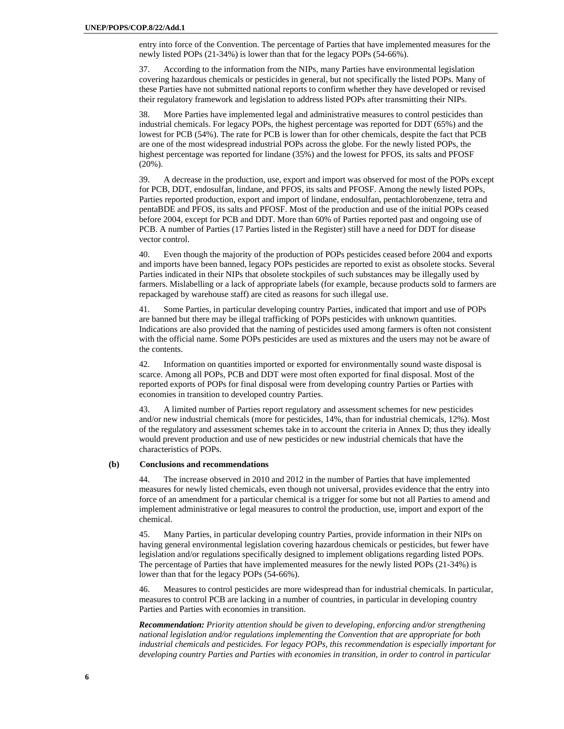entry into force of the Convention. The percentage of Parties that have implemented measures for the newly listed POPs (21-34%) is lower than that for the legacy POPs (54-66%).

37. According to the information from the NIPs, many Parties have environmental legislation covering hazardous chemicals or pesticides in general, but not specifically the listed POPs. Many of these Parties have not submitted national reports to confirm whether they have developed or revised their regulatory framework and legislation to address listed POPs after transmitting their NIPs.

38. More Parties have implemented legal and administrative measures to control pesticides than industrial chemicals. For legacy POPs, the highest percentage was reported for DDT (65%) and the lowest for PCB (54%). The rate for PCB is lower than for other chemicals, despite the fact that PCB are one of the most widespread industrial POPs across the globe. For the newly listed POPs, the highest percentage was reported for lindane (35%) and the lowest for PFOS, its salts and PFOSF (20%).

39. A decrease in the production, use, export and import was observed for most of the POPs except for PCB, DDT, endosulfan, lindane, and PFOS, its salts and PFOSF. Among the newly listed POPs, Parties reported production, export and import of lindane, endosulfan, pentachlorobenzene, tetra and pentaBDE and PFOS, its salts and PFOSF. Most of the production and use of the initial POPs ceased before 2004, except for PCB and DDT. More than 60% of Parties reported past and ongoing use of PCB. A number of Parties (17 Parties listed in the Register) still have a need for DDT for disease vector control.

40. Even though the majority of the production of POPs pesticides ceased before 2004 and exports and imports have been banned, legacy POPs pesticides are reported to exist as obsolete stocks. Several Parties indicated in their NIPs that obsolete stockpiles of such substances may be illegally used by farmers. Mislabelling or a lack of appropriate labels (for example, because products sold to farmers are repackaged by warehouse staff) are cited as reasons for such illegal use.

41. Some Parties, in particular developing country Parties, indicated that import and use of POPs are banned but there may be illegal trafficking of POPs pesticides with unknown quantities. Indications are also provided that the naming of pesticides used among farmers is often not consistent with the official name. Some POPs pesticides are used as mixtures and the users may not be aware of the contents.

42. Information on quantities imported or exported for environmentally sound waste disposal is scarce. Among all POPs, PCB and DDT were most often exported for final disposal. Most of the reported exports of POPs for final disposal were from developing country Parties or Parties with economies in transition to developed country Parties.

43. A limited number of Parties report regulatory and assessment schemes for new pesticides and/or new industrial chemicals (more for pesticides, 14%, than for industrial chemicals, 12%). Most of the regulatory and assessment schemes take in to account the criteria in Annex D; thus they ideally would prevent production and use of new pesticides or new industrial chemicals that have the characteristics of POPs.

### (b) Conclusions and recommendations

44. The increase observed in 2010 and 2012 in the number of Parties that have implemented measures for newly listed chemicals, even though not universal, provides evidence that the entry into force of an amendment for a particular chemical is a trigger for some but not all Parties to amend and implement administrative or legal measures to control the production, use, import and export of the chemical.

45. Many Parties, in particular developing country Parties, provide information in their NIPs on having general environmental legislation covering hazardous chemicals or pesticides, but fewer have legislation and/or regulations specifically designed to implement obligations regarding listed POPs. The percentage of Parties that have implemented measures for the newly listed POPs (21-34%) is lower than that for the legacy POPs (54-66%).

46. Measures to control pesticides are more widespread than for industrial chemicals. In particular, measures to control PCB are lacking in a number of countries, in particular in developing country Parties and Parties with economies in transition.

***Recommendation:*** *Priority attention should be given to developing, enforcing and/or strengthening national legislation and/or regulations implementing the Convention that are appropriate for both industrial chemicals and pesticides. For legacy POPs, this recommendation is especially important for developing country Parties and Parties with economies in transition, in order to control in particular*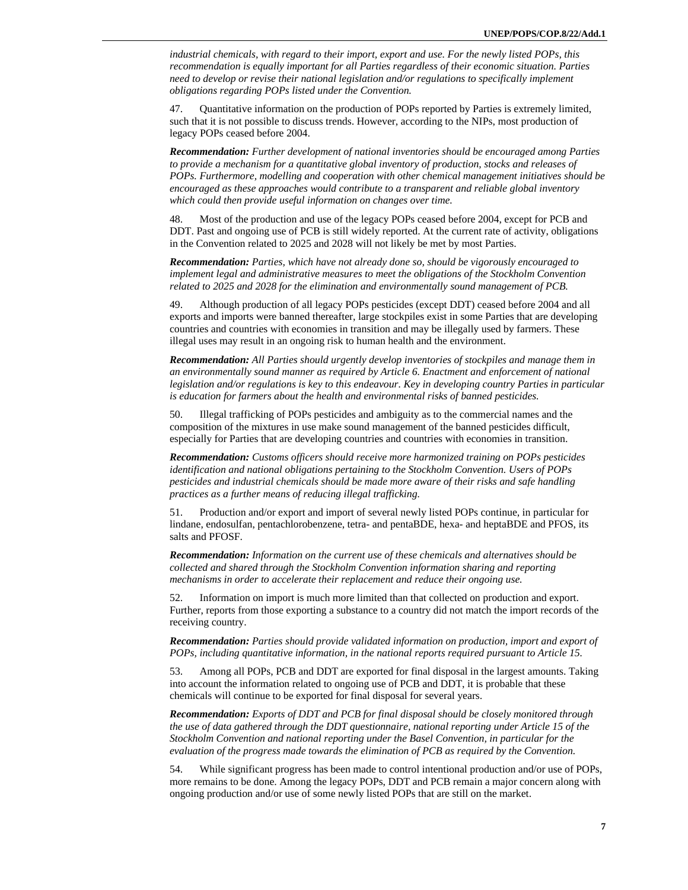*industrial chemicals, with regard to their import, export and use. For the newly listed POPs, this recommendation is equally important for all Parties regardless of their economic situation. Parties need to develop or revise their national legislation and/or regulations to specifically implement obligations regarding POPs listed under the Convention.*

47. Quantitative information on the production of POPs reported by Parties is extremely limited, such that it is not possible to discuss trends. However, according to the NIPs, most production of legacy POPs ceased before 2004.

***Recommendation:*** *Further development of national inventories should be encouraged among Parties to provide a mechanism for a quantitative global inventory of production, stocks and releases of POPs. Furthermore, modelling and cooperation with other chemical management initiatives should be encouraged as these approaches would contribute to a transparent and reliable global inventory which could then provide useful information on changes over time.*

48. Most of the production and use of the legacy POPs ceased before 2004, except for PCB and DDT. Past and ongoing use of PCB is still widely reported. At the current rate of activity, obligations in the Convention related to 2025 and 2028 will not likely be met by most Parties.

***Recommendation:*** *Parties, which have not already done so, should be vigorously encouraged to implement legal and administrative measures to meet the obligations of the Stockholm Convention related to 2025 and 2028 for the elimination and environmentally sound management of PCB.*

49. Although production of all legacy POPs pesticides (except DDT) ceased before 2004 and all exports and imports were banned thereafter, large stockpiles exist in some Parties that are developing countries and countries with economies in transition and may be illegally used by farmers. These illegal uses may result in an ongoing risk to human health and the environment.

***Recommendation:*** *All Parties should urgently develop inventories of stockpiles and manage them in an environmentally sound manner as required by Article 6. Enactment and enforcement of national legislation and/or regulations is key to this endeavour. Key in developing country Parties in particular is education for farmers about the health and environmental risks of banned pesticides.*

50. Illegal trafficking of POPs pesticides and ambiguity as to the commercial names and the composition of the mixtures in use make sound management of the banned pesticides difficult, especially for Parties that are developing countries and countries with economies in transition.

***Recommendation:*** *Customs officers should receive more harmonized training on POPs pesticides identification and national obligations pertaining to the Stockholm Convention. Users of POPs pesticides and industrial chemicals should be made more aware of their risks and safe handling practices as a further means of reducing illegal trafficking.*

51. Production and/or export and import of several newly listed POPs continue, in particular for lindane, endosulfan, pentachlorobenzene, tetra- and pentaBDE, hexa- and heptaBDE and PFOS, its salts and PFOSF.

***Recommendation:*** *Information on the current use of these chemicals and alternatives should be collected and shared through the Stockholm Convention information sharing and reporting mechanisms in order to accelerate their replacement and reduce their ongoing use.*

52. Information on import is much more limited than that collected on production and export. Further, reports from those exporting a substance to a country did not match the import records of the receiving country.

***Recommendation:*** *Parties should provide validated information on production, import and export of POPs, including quantitative information, in the national reports required pursuant to Article 15.*

53. Among all POPs, PCB and DDT are exported for final disposal in the largest amounts. Taking into account the information related to ongoing use of PCB and DDT, it is probable that these chemicals will continue to be exported for final disposal for several years.

***Recommendation:*** *Exports of DDT and PCB for final disposal should be closely monitored through the use of data gathered through the DDT questionnaire, national reporting under Article 15 of the Stockholm Convention and national reporting under the Basel Convention, in particular for the evaluation of the progress made towards the elimination of PCB as required by the Convention.*

54. While significant progress has been made to control intentional production and/or use of POPs, more remains to be done. Among the legacy POPs, DDT and PCB remain a major concern along with ongoing production and/or use of some newly listed POPs that are still on the market.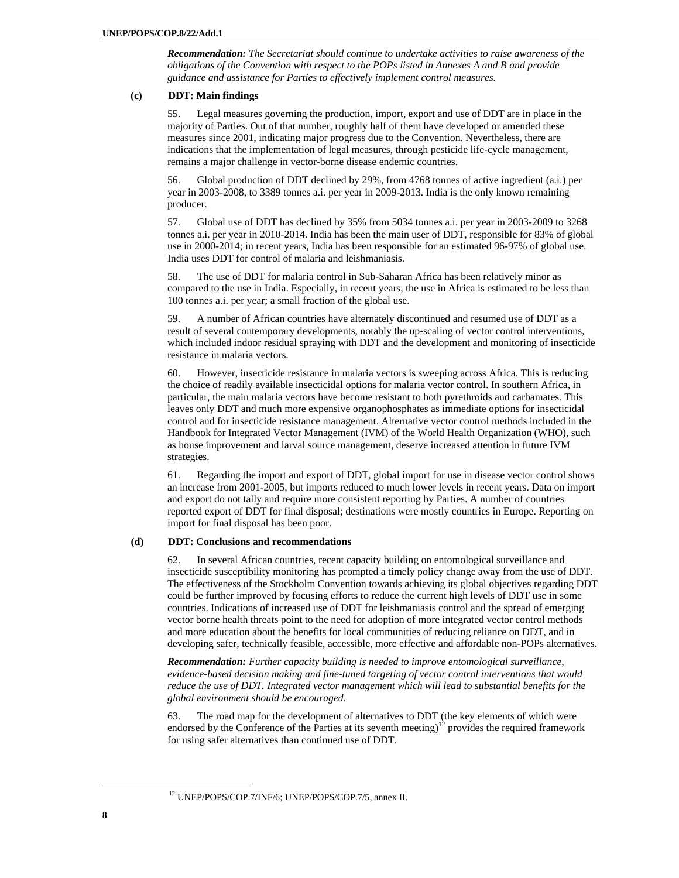*__Recommendation:__ The Secretariat should continue to undertake activities to raise awareness of the obligations of the Convention with respect to the POPs listed in Annexes A and B and provide guidance and assistance for Parties to effectively implement control measures.*

### (c) DDT: Main findings

55. Legal measures governing the production, import, export and use of DDT are in place in the majority of Parties. Out of that number, roughly half of them have developed or amended these measures since 2001, indicating major progress due to the Convention. Nevertheless, there are indications that the implementation of legal measures, through pesticide life-cycle management, remains a major challenge in vector-borne disease endemic countries.

56. Global production of DDT declined by 29%, from 4768 tonnes of active ingredient (a.i.) per year in 2003-2008, to 3389 tonnes a.i. per year in 2009-2013. India is the only known remaining producer.

57. Global use of DDT has declined by 35% from 5034 tonnes a.i. per year in 2003-2009 to 3268 tonnes a.i. per year in 2010-2014. India has been the main user of DDT, responsible for 83% of global use in 2000-2014; in recent years, India has been responsible for an estimated 96-97% of global use. India uses DDT for control of malaria and leishmaniasis.

58. The use of DDT for malaria control in Sub-Saharan Africa has been relatively minor as compared to the use in India. Especially, in recent years, the use in Africa is estimated to be less than 100 tonnes a.i. per year; a small fraction of the global use.

59. A number of African countries have alternately discontinued and resumed use of DDT as a result of several contemporary developments, notably the up-scaling of vector control interventions, which included indoor residual spraying with DDT and the development and monitoring of insecticide resistance in malaria vectors.

60. However, insecticide resistance in malaria vectors is sweeping across Africa. This is reducing the choice of readily available insecticidal options for malaria vector control. In southern Africa, in particular, the main malaria vectors have become resistant to both pyrethroids and carbamates. This leaves only DDT and much more expensive organophosphates as immediate options for insecticidal control and for insecticide resistance management. Alternative vector control methods included in the Handbook for Integrated Vector Management (IVM) of the World Health Organization (WHO), such as house improvement and larval source management, deserve increased attention in future IVM strategies.

61. Regarding the import and export of DDT, global import for use in disease vector control shows an increase from 2001-2005, but imports reduced to much lower levels in recent years. Data on import and export do not tally and require more consistent reporting by Parties. A number of countries reported export of DDT for final disposal; destinations were mostly countries in Europe. Reporting on import for final disposal has been poor.

### (d) DDT: Conclusions and recommendations

62. In several African countries, recent capacity building on entomological surveillance and insecticide susceptibility monitoring has prompted a timely policy change away from the use of DDT. The effectiveness of the Stockholm Convention towards achieving its global objectives regarding DDT could be further improved by focusing efforts to reduce the current high levels of DDT use in some countries. Indications of increased use of DDT for leishmaniasis control and the spread of emerging vector borne health threats point to the need for adoption of more integrated vector control methods and more education about the benefits for local communities of reducing reliance on DDT, and in developing safer, technically feasible, accessible, more effective and affordable non-POPs alternatives.

*__Recommendation:__ Further capacity building is needed to improve entomological surveillance, evidence-based decision making and fine-tuned targeting of vector control interventions that would reduce the use of DDT. Integrated vector management which will lead to substantial benefits for the global environment should be encouraged.*

63. The road map for the development of alternatives to DDT (the key elements of which were endorsed by the Conference of the Parties at its seventh meeting)[12] provides the required framework for using safer alternatives than continued use of DDT.

[12] UNEP/POPS/COP.7/INF/6; UNEP/POPS/COP.7/5, annex II.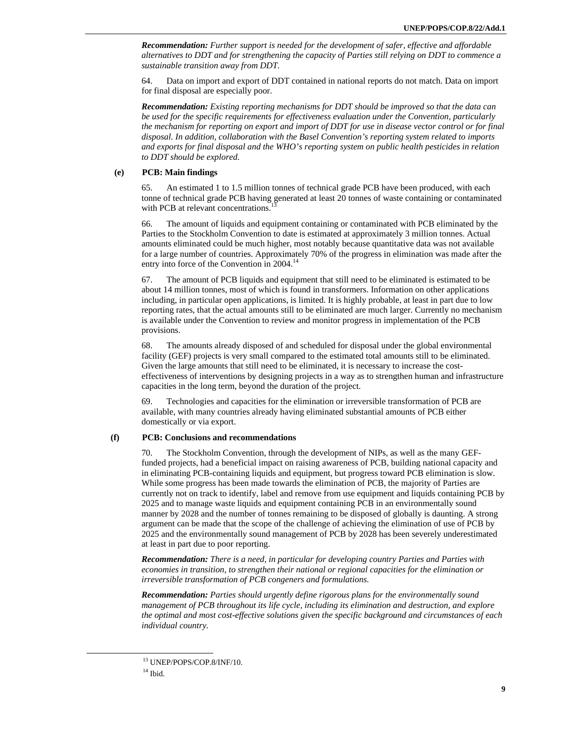***Recommendation:*** *Further support is needed for the development of safer, effective and affordable alternatives to DDT and for strengthening the capacity of Parties still relying on DDT to commence a sustainable transition away from DDT.*

64. Data on import and export of DDT contained in national reports do not match. Data on import for final disposal are especially poor.

***Recommendation:*** *Existing reporting mechanisms for DDT should be improved so that the data can be used for the specific requirements for effectiveness evaluation under the Convention, particularly the mechanism for reporting on export and import of DDT for use in disease vector control or for final disposal. In addition, collaboration with the Basel Convention's reporting system related to imports and exports for final disposal and the WHO's reporting system on public health pesticides in relation to DDT should be explored.*

### (e) PCB: Main findings

65. An estimated 1 to 1.5 million tonnes of technical grade PCB have been produced, with each tonne of technical grade PCB having generated at least 20 tonnes of waste containing or contaminated with PCB at relevant concentrations.[13]

66. The amount of liquids and equipment containing or contaminated with PCB eliminated by the Parties to the Stockholm Convention to date is estimated at approximately 3 million tonnes. Actual amounts eliminated could be much higher, most notably because quantitative data was not available for a large number of countries. Approximately 70% of the progress in elimination was made after the entry into force of the Convention in 2004.[14]

67. The amount of PCB liquids and equipment that still need to be eliminated is estimated to be about 14 million tonnes, most of which is found in transformers. Information on other applications including, in particular open applications, is limited. It is highly probable, at least in part due to low reporting rates, that the actual amounts still to be eliminated are much larger. Currently no mechanism is available under the Convention to review and monitor progress in implementation of the PCB provisions.

68. The amounts already disposed of and scheduled for disposal under the global environmental facility (GEF) projects is very small compared to the estimated total amounts still to be eliminated. Given the large amounts that still need to be eliminated, it is necessary to increase the cost-effectiveness of interventions by designing projects in a way as to strengthen human and infrastructure capacities in the long term, beyond the duration of the project.

69. Technologies and capacities for the elimination or irreversible transformation of PCB are available, with many countries already having eliminated substantial amounts of PCB either domestically or via export.

### (f) PCB: Conclusions and recommendations

70. The Stockholm Convention, through the development of NIPs, as well as the many GEF-funded projects, had a beneficial impact on raising awareness of PCB, building national capacity and in eliminating PCB-containing liquids and equipment, but progress toward PCB elimination is slow. While some progress has been made towards the elimination of PCB, the majority of Parties are currently not on track to identify, label and remove from use equipment and liquids containing PCB by 2025 and to manage waste liquids and equipment containing PCB in an environmentally sound manner by 2028 and the number of tonnes remaining to be disposed of globally is daunting. A strong argument can be made that the scope of the challenge of achieving the elimination of use of PCB by 2025 and the environmentally sound management of PCB by 2028 has been severely underestimated at least in part due to poor reporting.

***Recommendation:*** *There is a need, in particular for developing country Parties and Parties with economies in transition, to strengthen their national or regional capacities for the elimination or irreversible transformation of PCB congeners and formulations.*

***Recommendation:*** *Parties should urgently define rigorous plans for the environmentally sound management of PCB throughout its life cycle, including its elimination and destruction, and explore the optimal and most cost-effective solutions given the specific background and circumstances of each individual country.*

---

[13] UNEP/POPS/COP.8/INF/10.

[14] Ibid.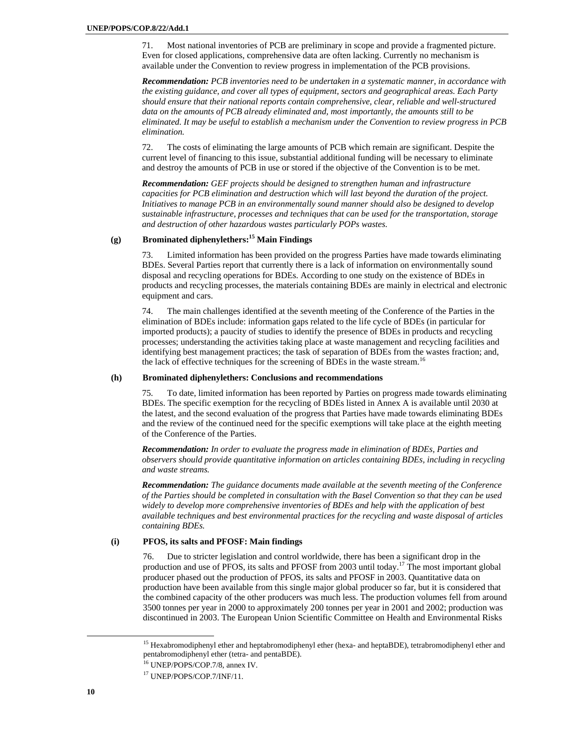71. Most national inventories of PCB are preliminary in scope and provide a fragmented picture. Even for closed applications, comprehensive data are often lacking. Currently no mechanism is available under the Convention to review progress in implementation of the PCB provisions.

***Recommendation:*** *PCB inventories need to be undertaken in a systematic manner, in accordance with the existing guidance, and cover all types of equipment, sectors and geographical areas. Each Party should ensure that their national reports contain comprehensive, clear, reliable and well-structured data on the amounts of PCB already eliminated and, most importantly, the amounts still to be eliminated. It may be useful to establish a mechanism under the Convention to review progress in PCB elimination.*

72. The costs of eliminating the large amounts of PCB which remain are significant. Despite the current level of financing to this issue, substantial additional funding will be necessary to eliminate and destroy the amounts of PCB in use or stored if the objective of the Convention is to be met.

***Recommendation:*** *GEF projects should be designed to strengthen human and infrastructure capacities for PCB elimination and destruction which will last beyond the duration of the project. Initiatives to manage PCB in an environmentally sound manner should also be designed to develop sustainable infrastructure, processes and techniques that can be used for the transportation, storage and destruction of other hazardous wastes particularly POPs wastes.*

### (g) Brominated diphenylethers:[15] Main Findings

73. Limited information has been provided on the progress Parties have made towards eliminating BDEs. Several Parties report that currently there is a lack of information on environmentally sound disposal and recycling operations for BDEs. According to one study on the existence of BDEs in products and recycling processes, the materials containing BDEs are mainly in electrical and electronic equipment and cars.

74. The main challenges identified at the seventh meeting of the Conference of the Parties in the elimination of BDEs include: information gaps related to the life cycle of BDEs (in particular for imported products); a paucity of studies to identify the presence of BDEs in products and recycling processes; understanding the activities taking place at waste management and recycling facilities and identifying best management practices; the task of separation of BDEs from the wastes fraction; and, the lack of effective techniques for the screening of BDEs in the waste stream.[16]

### (h) Brominated diphenylethers: Conclusions and recommendations

75. To date, limited information has been reported by Parties on progress made towards eliminating BDEs. The specific exemption for the recycling of BDEs listed in Annex A is available until 2030 at the latest, and the second evaluation of the progress that Parties have made towards eliminating BDEs and the review of the continued need for the specific exemptions will take place at the eighth meeting of the Conference of the Parties.

***Recommendation:*** *In order to evaluate the progress made in elimination of BDEs, Parties and observers should provide quantitative information on articles containing BDEs, including in recycling and waste streams.*

***Recommendation:*** *The guidance documents made available at the seventh meeting of the Conference of the Parties should be completed in consultation with the Basel Convention so that they can be used widely to develop more comprehensive inventories of BDEs and help with the application of best available techniques and best environmental practices for the recycling and waste disposal of articles containing BDEs.*

### (i) PFOS, its salts and PFOSF: Main findings

76. Due to stricter legislation and control worldwide, there has been a significant drop in the production and use of PFOS, its salts and PFOSF from 2003 until today.[17] The most important global producer phased out the production of PFOS, its salts and PFOSF in 2003. Quantitative data on production have been available from this single major global producer so far, but it is considered that the combined capacity of the other producers was much less. The production volumes fell from around 3500 tonnes per year in 2000 to approximately 200 tonnes per year in 2001 and 2002; production was discontinued in 2003. The European Union Scientific Committee on Health and Environmental Risks

---

[15] Hexabromodiphenyl ether and heptabromodiphenyl ether (hexa- and heptaBDE), tetrabromodiphenyl ether and pentabromodiphenyl ether (tetra- and pentaBDE).

[16] UNEP/POPS/COP.7/8, annex IV.

[17] UNEP/POPS/COP.7/INF/11.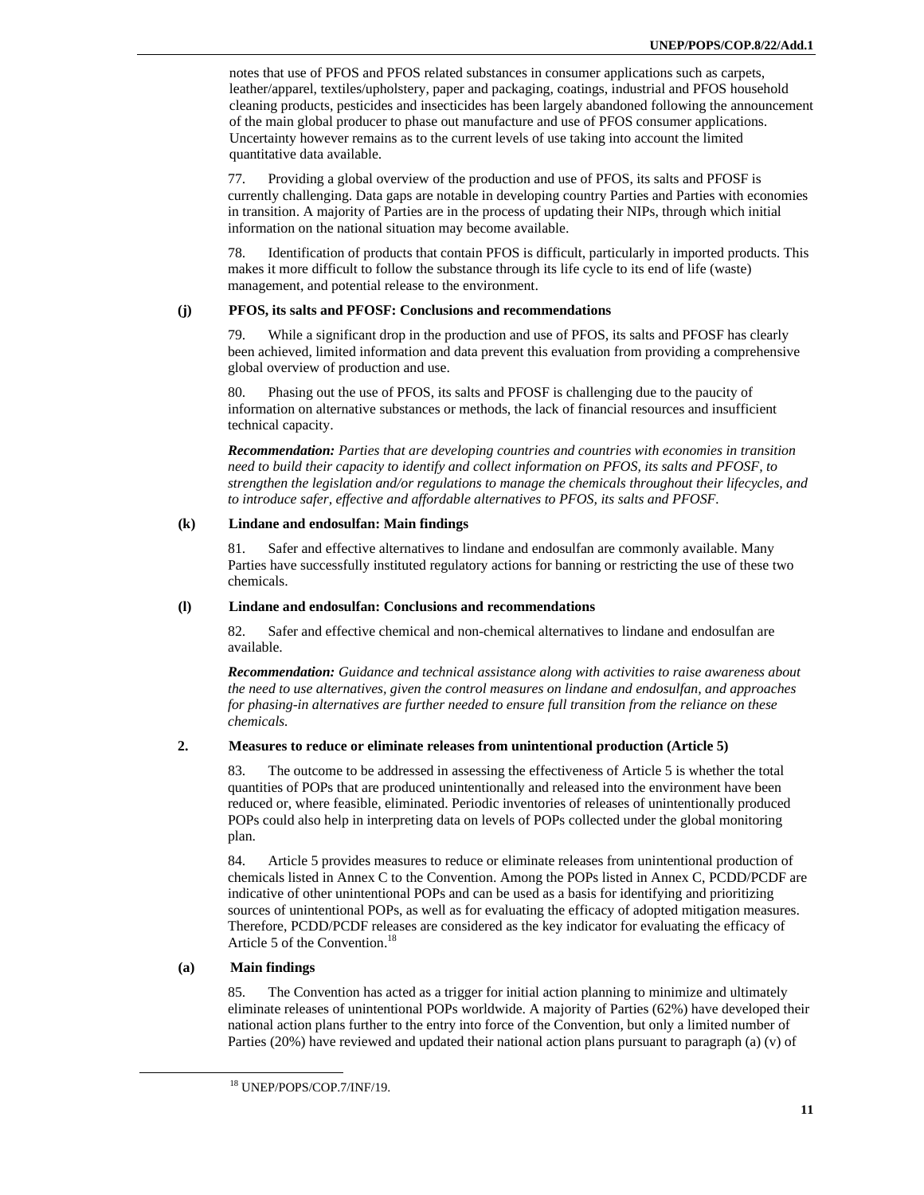notes that use of PFOS and PFOS related substances in consumer applications such as carpets, leather/apparel, textiles/upholstery, paper and packaging, coatings, industrial and PFOS household cleaning products, pesticides and insecticides has been largely abandoned following the announcement of the main global producer to phase out manufacture and use of PFOS consumer applications. Uncertainty however remains as to the current levels of use taking into account the limited quantitative data available.

77. Providing a global overview of the production and use of PFOS, its salts and PFOSF is currently challenging. Data gaps are notable in developing country Parties and Parties with economies in transition. A majority of Parties are in the process of updating their NIPs, through which initial information on the national situation may become available.

78. Identification of products that contain PFOS is difficult, particularly in imported products. This makes it more difficult to follow the substance through its life cycle to its end of life (waste) management, and potential release to the environment.

#### (j) PFOS, its salts and PFOSF: Conclusions and recommendations

79. While a significant drop in the production and use of PFOS, its salts and PFOSF has clearly been achieved, limited information and data prevent this evaluation from providing a comprehensive global overview of production and use.

80. Phasing out the use of PFOS, its salts and PFOSF is challenging due to the paucity of information on alternative substances or methods, the lack of financial resources and insufficient technical capacity.

***Recommendation:*** *Parties that are developing countries and countries with economies in transition need to build their capacity to identify and collect information on PFOS, its salts and PFOSF, to strengthen the legislation and/or regulations to manage the chemicals throughout their lifecycles, and to introduce safer, effective and affordable alternatives to PFOS, its salts and PFOSF.*

#### (k) Lindane and endosulfan: Main findings

81. Safer and effective alternatives to lindane and endosulfan are commonly available. Many Parties have successfully instituted regulatory actions for banning or restricting the use of these two chemicals.

#### (l) Lindane and endosulfan: Conclusions and recommendations

82. Safer and effective chemical and non-chemical alternatives to lindane and endosulfan are available.

***Recommendation:*** *Guidance and technical assistance along with activities to raise awareness about the need to use alternatives, given the control measures on lindane and endosulfan, and approaches for phasing-in alternatives are further needed to ensure full transition from the reliance on these chemicals.*

### 2. Measures to reduce or eliminate releases from unintentional production (Article 5)

83. The outcome to be addressed in assessing the effectiveness of Article 5 is whether the total quantities of POPs that are produced unintentionally and released into the environment have been reduced or, where feasible, eliminated. Periodic inventories of releases of unintentionally produced POPs could also help in interpreting data on levels of POPs collected under the global monitoring plan.

84. Article 5 provides measures to reduce or eliminate releases from unintentional production of chemicals listed in Annex C to the Convention. Among the POPs listed in Annex C, PCDD/PCDF are indicative of other unintentional POPs and can be used as a basis for identifying and prioritizing sources of unintentional POPs, as well as for evaluating the efficacy of adopted mitigation measures. Therefore, PCDD/PCDF releases are considered as the key indicator for evaluating the efficacy of Article 5 of the Convention.[18]

#### (a) Main findings

85. The Convention has acted as a trigger for initial action planning to minimize and ultimately eliminate releases of unintentional POPs worldwide. A majority of Parties (62%) have developed their national action plans further to the entry into force of the Convention, but only a limited number of Parties (20%) have reviewed and updated their national action plans pursuant to paragraph (a) (v) of

[18] UNEP/POPS/COP.7/INF/19.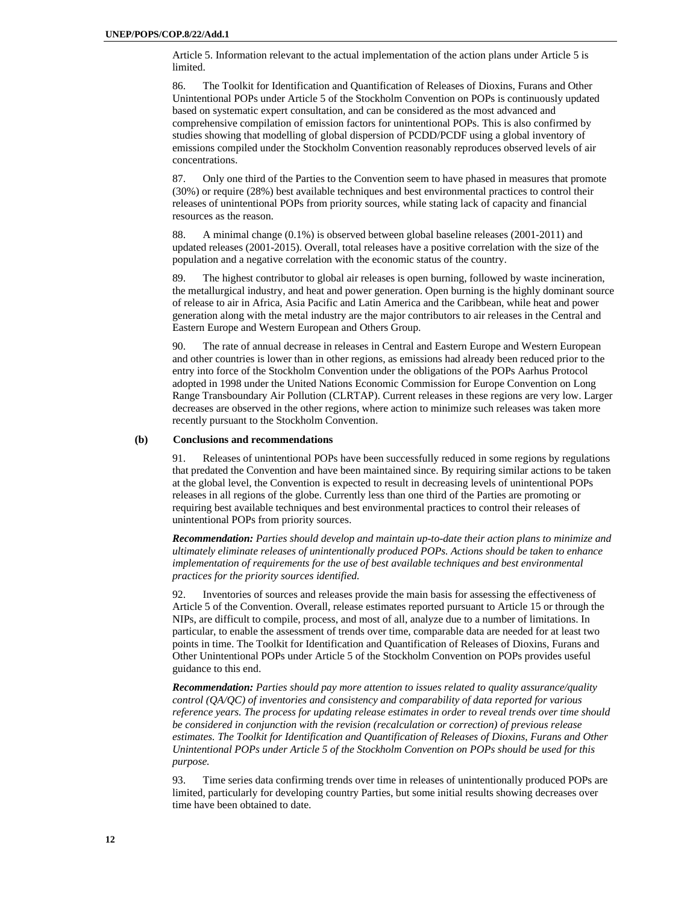Article 5. Information relevant to the actual implementation of the action plans under Article 5 is limited.

86. The Toolkit for Identification and Quantification of Releases of Dioxins, Furans and Other Unintentional POPs under Article 5 of the Stockholm Convention on POPs is continuously updated based on systematic expert consultation, and can be considered as the most advanced and comprehensive compilation of emission factors for unintentional POPs. This is also confirmed by studies showing that modelling of global dispersion of PCDD/PCDF using a global inventory of emissions compiled under the Stockholm Convention reasonably reproduces observed levels of air concentrations.

87. Only one third of the Parties to the Convention seem to have phased in measures that promote (30%) or require (28%) best available techniques and best environmental practices to control their releases of unintentional POPs from priority sources, while stating lack of capacity and financial resources as the reason.

88. A minimal change (0.1%) is observed between global baseline releases (2001-2011) and updated releases (2001-2015). Overall, total releases have a positive correlation with the size of the population and a negative correlation with the economic status of the country.

89. The highest contributor to global air releases is open burning, followed by waste incineration, the metallurgical industry, and heat and power generation. Open burning is the highly dominant source of release to air in Africa, Asia Pacific and Latin America and the Caribbean, while heat and power generation along with the metal industry are the major contributors to air releases in the Central and Eastern Europe and Western European and Others Group.

90. The rate of annual decrease in releases in Central and Eastern Europe and Western European and other countries is lower than in other regions, as emissions had already been reduced prior to the entry into force of the Stockholm Convention under the obligations of the POPs Aarhus Protocol adopted in 1998 under the United Nations Economic Commission for Europe Convention on Long Range Transboundary Air Pollution (CLRTAP). Current releases in these regions are very low. Larger decreases are observed in the other regions, where action to minimize such releases was taken more recently pursuant to the Stockholm Convention.

### (b) Conclusions and recommendations

91. Releases of unintentional POPs have been successfully reduced in some regions by regulations that predated the Convention and have been maintained since. By requiring similar actions to be taken at the global level, the Convention is expected to result in decreasing levels of unintentional POPs releases in all regions of the globe. Currently less than one third of the Parties are promoting or requiring best available techniques and best environmental practices to control their releases of unintentional POPs from priority sources.

***Recommendation:*** *Parties should develop and maintain up-to-date their action plans to minimize and ultimately eliminate releases of unintentionally produced POPs. Actions should be taken to enhance implementation of requirements for the use of best available techniques and best environmental practices for the priority sources identified.*

92. Inventories of sources and releases provide the main basis for assessing the effectiveness of Article 5 of the Convention. Overall, release estimates reported pursuant to Article 15 or through the NIPs, are difficult to compile, process, and most of all, analyze due to a number of limitations. In particular, to enable the assessment of trends over time, comparable data are needed for at least two points in time. The Toolkit for Identification and Quantification of Releases of Dioxins, Furans and Other Unintentional POPs under Article 5 of the Stockholm Convention on POPs provides useful guidance to this end.

***Recommendation:*** *Parties should pay more attention to issues related to quality assurance/quality control (QA/QC) of inventories and consistency and comparability of data reported for various reference years. The process for updating release estimates in order to reveal trends over time should be considered in conjunction with the revision (recalculation or correction) of previous release estimates. The Toolkit for Identification and Quantification of Releases of Dioxins, Furans and Other Unintentional POPs under Article 5 of the Stockholm Convention on POPs should be used for this purpose.*

93. Time series data confirming trends over time in releases of unintentionally produced POPs are limited, particularly for developing country Parties, but some initial results showing decreases over time have been obtained to date.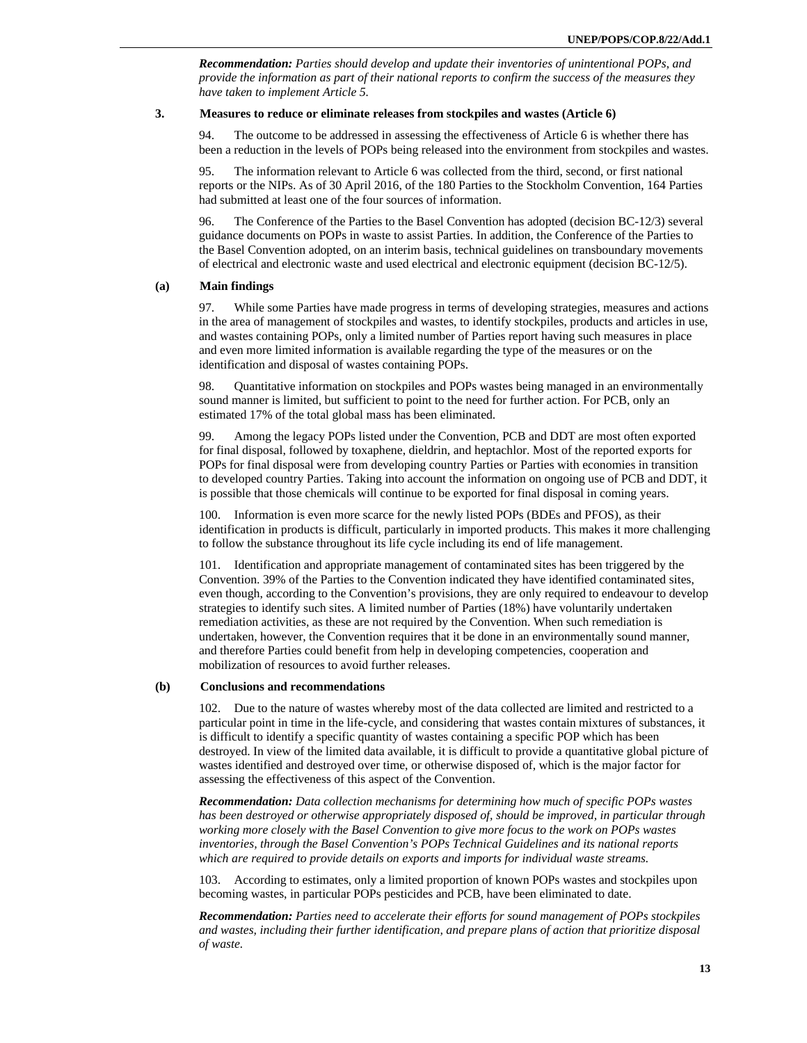*Recommendation: Parties should develop and update their inventories of unintentional POPs, and provide the information as part of their national reports to confirm the success of the measures they have taken to implement Article 5.*

### 3. Measures to reduce or eliminate releases from stockpiles and wastes (Article 6)

94. The outcome to be addressed in assessing the effectiveness of Article 6 is whether there has been a reduction in the levels of POPs being released into the environment from stockpiles and wastes.

95. The information relevant to Article 6 was collected from the third, second, or first national reports or the NIPs. As of 30 April 2016, of the 180 Parties to the Stockholm Convention, 164 Parties had submitted at least one of the four sources of information.

96. The Conference of the Parties to the Basel Convention has adopted (decision BC-12/3) several guidance documents on POPs in waste to assist Parties. In addition, the Conference of the Parties to the Basel Convention adopted, on an interim basis, technical guidelines on transboundary movements of electrical and electronic waste and used electrical and electronic equipment (decision BC-12/5).

#### (a) Main findings

97. While some Parties have made progress in terms of developing strategies, measures and actions in the area of management of stockpiles and wastes, to identify stockpiles, products and articles in use, and wastes containing POPs, only a limited number of Parties report having such measures in place and even more limited information is available regarding the type of the measures or on the identification and disposal of wastes containing POPs.

98. Quantitative information on stockpiles and POPs wastes being managed in an environmentally sound manner is limited, but sufficient to point to the need for further action. For PCB, only an estimated 17% of the total global mass has been eliminated.

99. Among the legacy POPs listed under the Convention, PCB and DDT are most often exported for final disposal, followed by toxaphene, dieldrin, and heptachlor. Most of the reported exports for POPs for final disposal were from developing country Parties or Parties with economies in transition to developed country Parties. Taking into account the information on ongoing use of PCB and DDT, it is possible that those chemicals will continue to be exported for final disposal in coming years.

100. Information is even more scarce for the newly listed POPs (BDEs and PFOS), as their identification in products is difficult, particularly in imported products. This makes it more challenging to follow the substance throughout its life cycle including its end of life management.

101. Identification and appropriate management of contaminated sites has been triggered by the Convention. 39% of the Parties to the Convention indicated they have identified contaminated sites, even though, according to the Convention's provisions, they are only required to endeavour to develop strategies to identify such sites. A limited number of Parties (18%) have voluntarily undertaken remediation activities, as these are not required by the Convention. When such remediation is undertaken, however, the Convention requires that it be done in an environmentally sound manner, and therefore Parties could benefit from help in developing competencies, cooperation and mobilization of resources to avoid further releases.

#### (b) Conclusions and recommendations

102. Due to the nature of wastes whereby most of the data collected are limited and restricted to a particular point in time in the life-cycle, and considering that wastes contain mixtures of substances, it is difficult to identify a specific quantity of wastes containing a specific POP which has been destroyed. In view of the limited data available, it is difficult to provide a quantitative global picture of wastes identified and destroyed over time, or otherwise disposed of, which is the major factor for assessing the effectiveness of this aspect of the Convention.

***Recommendation:*** *Data collection mechanisms for determining how much of specific POPs wastes has been destroyed or otherwise appropriately disposed of, should be improved, in particular through working more closely with the Basel Convention to give more focus to the work on POPs wastes inventories, through the Basel Convention's POPs Technical Guidelines and its national reports which are required to provide details on exports and imports for individual waste streams.*

103. According to estimates, only a limited proportion of known POPs wastes and stockpiles upon becoming wastes, in particular POPs pesticides and PCB, have been eliminated to date.

***Recommendation:*** *Parties need to accelerate their efforts for sound management of POPs stockpiles and wastes, including their further identification, and prepare plans of action that prioritize disposal of waste.*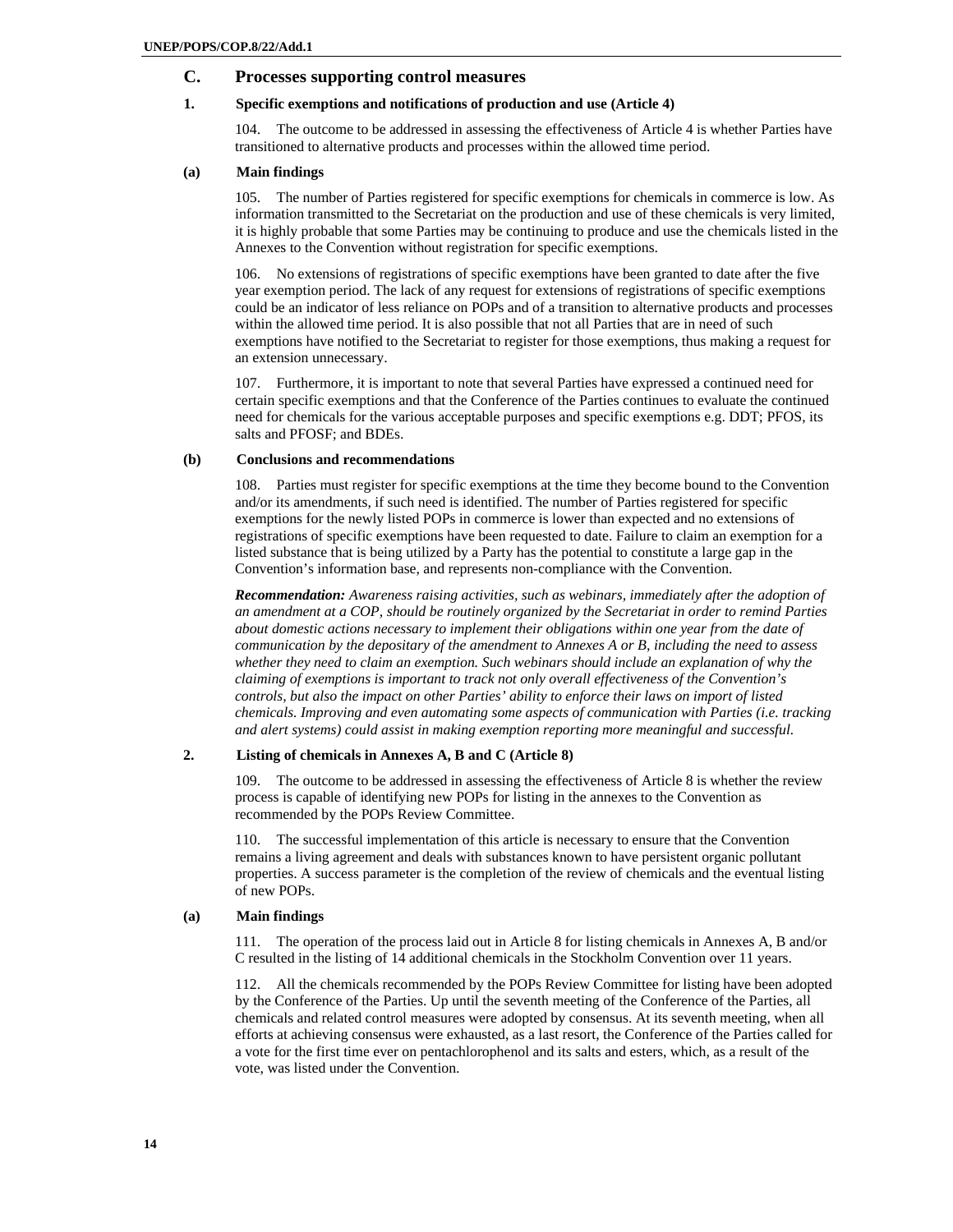## C. Processes supporting control measures

### 1. Specific exemptions and notifications of production and use (Article 4)

104. The outcome to be addressed in assessing the effectiveness of Article 4 is whether Parties have transitioned to alternative products and processes within the allowed time period.

#### (a) Main findings

105. The number of Parties registered for specific exemptions for chemicals in commerce is low. As information transmitted to the Secretariat on the production and use of these chemicals is very limited, it is highly probable that some Parties may be continuing to produce and use the chemicals listed in the Annexes to the Convention without registration for specific exemptions.

106. No extensions of registrations of specific exemptions have been granted to date after the five year exemption period. The lack of any request for extensions of registrations of specific exemptions could be an indicator of less reliance on POPs and of a transition to alternative products and processes within the allowed time period. It is also possible that not all Parties that are in need of such exemptions have notified to the Secretariat to register for those exemptions, thus making a request for an extension unnecessary.

107. Furthermore, it is important to note that several Parties have expressed a continued need for certain specific exemptions and that the Conference of the Parties continues to evaluate the continued need for chemicals for the various acceptable purposes and specific exemptions e.g. DDT; PFOS, its salts and PFOSF; and BDEs.

#### (b) Conclusions and recommendations

108. Parties must register for specific exemptions at the time they become bound to the Convention and/or its amendments, if such need is identified. The number of Parties registered for specific exemptions for the newly listed POPs in commerce is lower than expected and no extensions of registrations of specific exemptions have been requested to date. Failure to claim an exemption for a listed substance that is being utilized by a Party has the potential to constitute a large gap in the Convention's information base, and represents non-compliance with the Convention.

***Recommendation:*** *Awareness raising activities, such as webinars, immediately after the adoption of an amendment at a COP, should be routinely organized by the Secretariat in order to remind Parties about domestic actions necessary to implement their obligations within one year from the date of communication by the depositary of the amendment to Annexes A or B, including the need to assess whether they need to claim an exemption. Such webinars should include an explanation of why the claiming of exemptions is important to track not only overall effectiveness of the Convention's controls, but also the impact on other Parties' ability to enforce their laws on import of listed chemicals. Improving and even automating some aspects of communication with Parties (i.e. tracking and alert systems) could assist in making exemption reporting more meaningful and successful.*

### 2. Listing of chemicals in Annexes A, B and C (Article 8)

109. The outcome to be addressed in assessing the effectiveness of Article 8 is whether the review process is capable of identifying new POPs for listing in the annexes to the Convention as recommended by the POPs Review Committee.

110. The successful implementation of this article is necessary to ensure that the Convention remains a living agreement and deals with substances known to have persistent organic pollutant properties. A success parameter is the completion of the review of chemicals and the eventual listing of new POPs.

#### (a) Main findings

111. The operation of the process laid out in Article 8 for listing chemicals in Annexes A, B and/or C resulted in the listing of 14 additional chemicals in the Stockholm Convention over 11 years.

112. All the chemicals recommended by the POPs Review Committee for listing have been adopted by the Conference of the Parties. Up until the seventh meeting of the Conference of the Parties, all chemicals and related control measures were adopted by consensus. At its seventh meeting, when all efforts at achieving consensus were exhausted, as a last resort, the Conference of the Parties called for a vote for the first time ever on pentachlorophenol and its salts and esters, which, as a result of the vote, was listed under the Convention.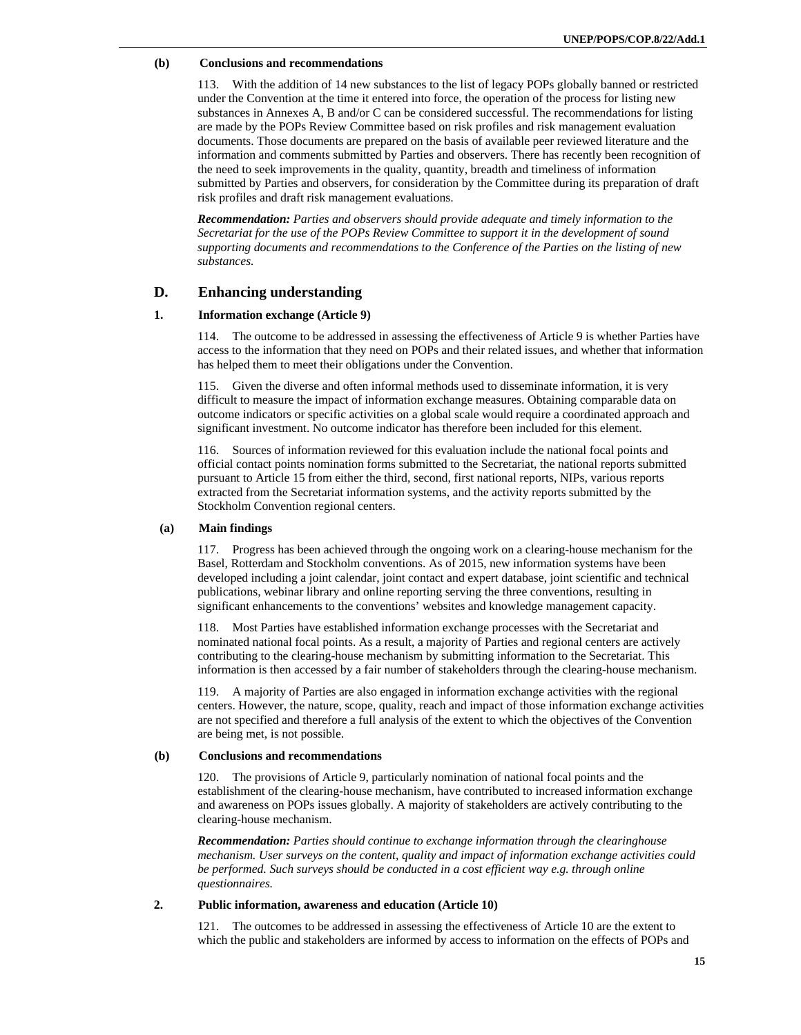#### (b) Conclusions and recommendations

113. With the addition of 14 new substances to the list of legacy POPs globally banned or restricted under the Convention at the time it entered into force, the operation of the process for listing new substances in Annexes A, B and/or C can be considered successful. The recommendations for listing are made by the POPs Review Committee based on risk profiles and risk management evaluation documents. Those documents are prepared on the basis of available peer reviewed literature and the information and comments submitted by Parties and observers. There has recently been recognition of the need to seek improvements in the quality, quantity, breadth and timeliness of information submitted by Parties and observers, for consideration by the Committee during its preparation of draft risk profiles and draft risk management evaluations.

***Recommendation:*** *Parties and observers should provide adequate and timely information to the Secretariat for the use of the POPs Review Committee to support it in the development of sound supporting documents and recommendations to the Conference of the Parties on the listing of new substances.*

## D. Enhancing understanding

### 1. Information exchange (Article 9)

114. The outcome to be addressed in assessing the effectiveness of Article 9 is whether Parties have access to the information that they need on POPs and their related issues, and whether that information has helped them to meet their obligations under the Convention.

115. Given the diverse and often informal methods used to disseminate information, it is very difficult to measure the impact of information exchange measures. Obtaining comparable data on outcome indicators or specific activities on a global scale would require a coordinated approach and significant investment. No outcome indicator has therefore been included for this element.

116. Sources of information reviewed for this evaluation include the national focal points and official contact points nomination forms submitted to the Secretariat, the national reports submitted pursuant to Article 15 from either the third, second, first national reports, NIPs, various reports extracted from the Secretariat information systems, and the activity reports submitted by the Stockholm Convention regional centers.

#### (a) Main findings

117. Progress has been achieved through the ongoing work on a clearing-house mechanism for the Basel, Rotterdam and Stockholm conventions. As of 2015, new information systems have been developed including a joint calendar, joint contact and expert database, joint scientific and technical publications, webinar library and online reporting serving the three conventions, resulting in significant enhancements to the conventions' websites and knowledge management capacity.

118. Most Parties have established information exchange processes with the Secretariat and nominated national focal points. As a result, a majority of Parties and regional centers are actively contributing to the clearing-house mechanism by submitting information to the Secretariat. This information is then accessed by a fair number of stakeholders through the clearing-house mechanism.

119. A majority of Parties are also engaged in information exchange activities with the regional centers. However, the nature, scope, quality, reach and impact of those information exchange activities are not specified and therefore a full analysis of the extent to which the objectives of the Convention are being met, is not possible.

#### (b) Conclusions and recommendations

120. The provisions of Article 9, particularly nomination of national focal points and the establishment of the clearing-house mechanism, have contributed to increased information exchange and awareness on POPs issues globally. A majority of stakeholders are actively contributing to the clearing-house mechanism.

***Recommendation:*** *Parties should continue to exchange information through the clearinghouse mechanism. User surveys on the content, quality and impact of information exchange activities could be performed. Such surveys should be conducted in a cost efficient way e.g. through online questionnaires.*

### 2. Public information, awareness and education (Article 10)

121. The outcomes to be addressed in assessing the effectiveness of Article 10 are the extent to which the public and stakeholders are informed by access to information on the effects of POPs and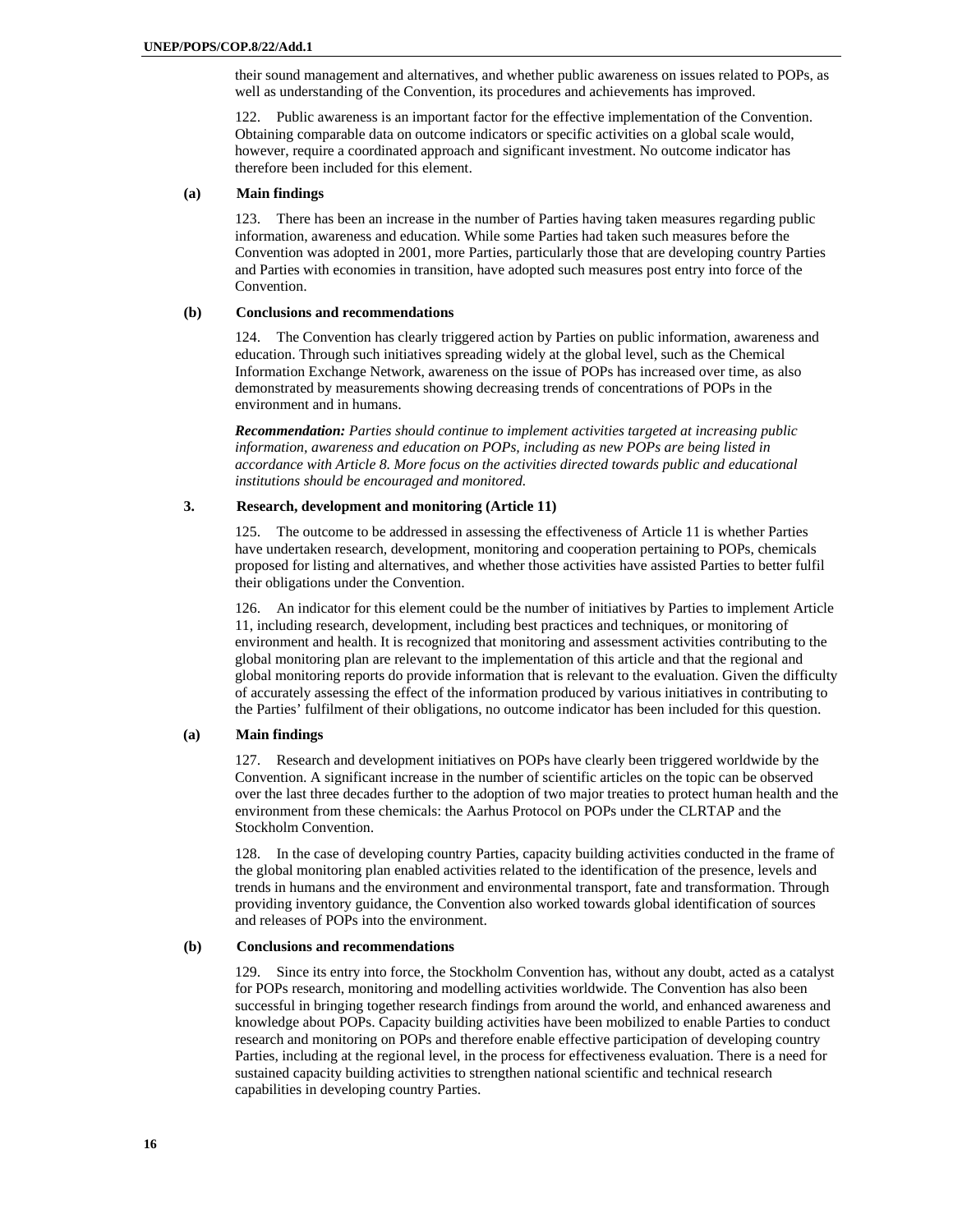their sound management and alternatives, and whether public awareness on issues related to POPs, as well as understanding of the Convention, its procedures and achievements has improved.

122. Public awareness is an important factor for the effective implementation of the Convention. Obtaining comparable data on outcome indicators or specific activities on a global scale would, however, require a coordinated approach and significant investment. No outcome indicator has therefore been included for this element.

#### (a) Main findings

123. There has been an increase in the number of Parties having taken measures regarding public information, awareness and education. While some Parties had taken such measures before the Convention was adopted in 2001, more Parties, particularly those that are developing country Parties and Parties with economies in transition, have adopted such measures post entry into force of the Convention.

#### (b) Conclusions and recommendations

124. The Convention has clearly triggered action by Parties on public information, awareness and education. Through such initiatives spreading widely at the global level, such as the Chemical Information Exchange Network, awareness on the issue of POPs has increased over time, as also demonstrated by measurements showing decreasing trends of concentrations of POPs in the environment and in humans.

***Recommendation:*** *Parties should continue to implement activities targeted at increasing public information, awareness and education on POPs, including as new POPs are being listed in accordance with Article 8. More focus on the activities directed towards public and educational institutions should be encouraged and monitored.*

### 3. Research, development and monitoring (Article 11)

125. The outcome to be addressed in assessing the effectiveness of Article 11 is whether Parties have undertaken research, development, monitoring and cooperation pertaining to POPs, chemicals proposed for listing and alternatives, and whether those activities have assisted Parties to better fulfil their obligations under the Convention.

126. An indicator for this element could be the number of initiatives by Parties to implement Article 11, including research, development, including best practices and techniques, or monitoring of environment and health. It is recognized that monitoring and assessment activities contributing to the global monitoring plan are relevant to the implementation of this article and that the regional and global monitoring reports do provide information that is relevant to the evaluation. Given the difficulty of accurately assessing the effect of the information produced by various initiatives in contributing to the Parties' fulfilment of their obligations, no outcome indicator has been included for this question.

#### (a) Main findings

127. Research and development initiatives on POPs have clearly been triggered worldwide by the Convention. A significant increase in the number of scientific articles on the topic can be observed over the last three decades further to the adoption of two major treaties to protect human health and the environment from these chemicals: the Aarhus Protocol on POPs under the CLRTAP and the Stockholm Convention.

128. In the case of developing country Parties, capacity building activities conducted in the frame of the global monitoring plan enabled activities related to the identification of the presence, levels and trends in humans and the environment and environmental transport, fate and transformation. Through providing inventory guidance, the Convention also worked towards global identification of sources and releases of POPs into the environment.

#### (b) Conclusions and recommendations

129. Since its entry into force, the Stockholm Convention has, without any doubt, acted as a catalyst for POPs research, monitoring and modelling activities worldwide. The Convention has also been successful in bringing together research findings from around the world, and enhanced awareness and knowledge about POPs. Capacity building activities have been mobilized to enable Parties to conduct research and monitoring on POPs and therefore enable effective participation of developing country Parties, including at the regional level, in the process for effectiveness evaluation. There is a need for sustained capacity building activities to strengthen national scientific and technical research capabilities in developing country Parties.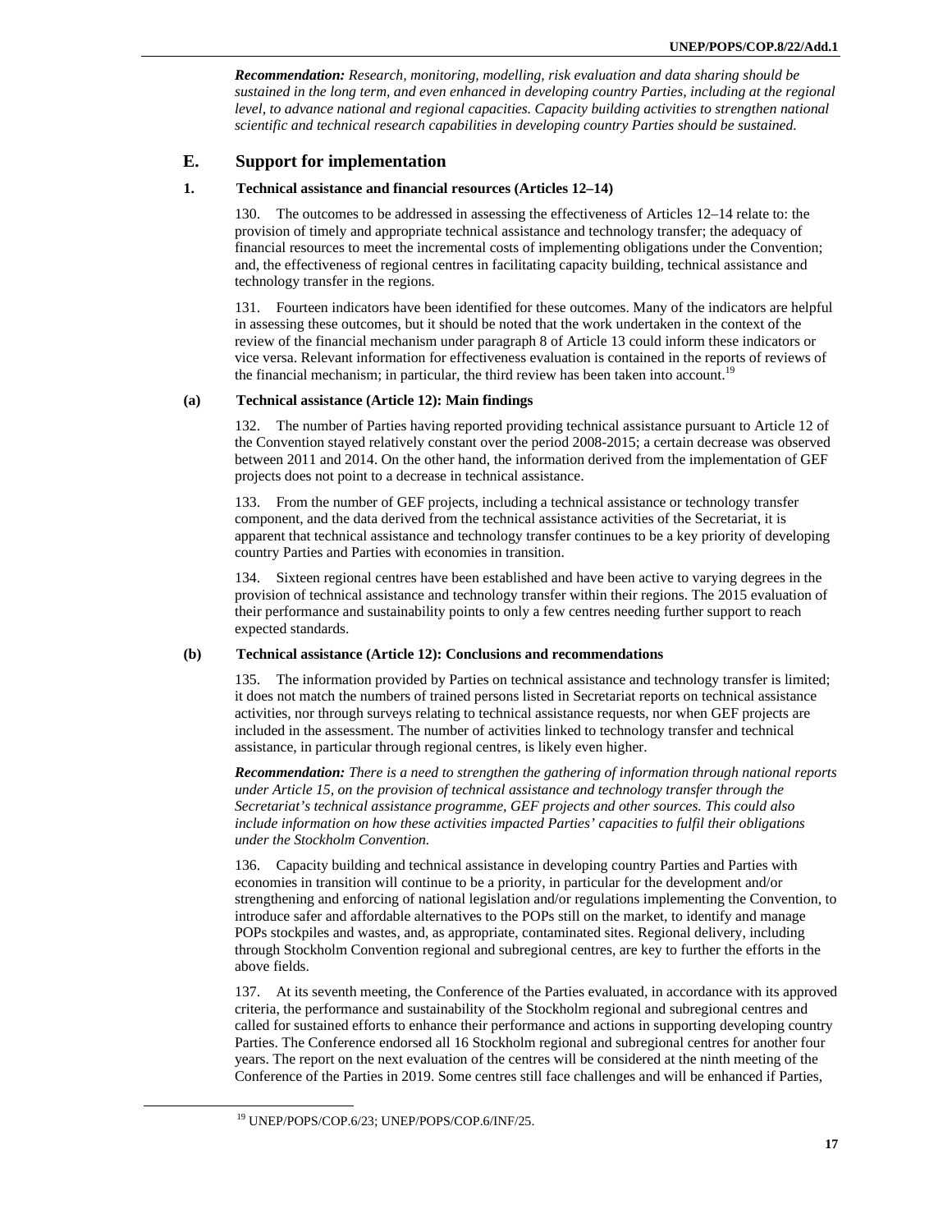***Recommendation:*** *Research, monitoring, modelling, risk evaluation and data sharing should be sustained in the long term, and even enhanced in developing country Parties, including at the regional level, to advance national and regional capacities. Capacity building activities to strengthen national scientific and technical research capabilities in developing country Parties should be sustained.*

## E. Support for implementation

### 1. Technical assistance and financial resources (Articles 12–14)

130. The outcomes to be addressed in assessing the effectiveness of Articles 12–14 relate to: the provision of timely and appropriate technical assistance and technology transfer; the adequacy of financial resources to meet the incremental costs of implementing obligations under the Convention; and, the effectiveness of regional centres in facilitating capacity building, technical assistance and technology transfer in the regions.

131. Fourteen indicators have been identified for these outcomes. Many of the indicators are helpful in assessing these outcomes, but it should be noted that the work undertaken in the context of the review of the financial mechanism under paragraph 8 of Article 13 could inform these indicators or vice versa. Relevant information for effectiveness evaluation is contained in the reports of reviews of the financial mechanism; in particular, the third review has been taken into account.[19]

#### (a) Technical assistance (Article 12): Main findings

132. The number of Parties having reported providing technical assistance pursuant to Article 12 of the Convention stayed relatively constant over the period 2008-2015; a certain decrease was observed between 2011 and 2014. On the other hand, the information derived from the implementation of GEF projects does not point to a decrease in technical assistance.

133. From the number of GEF projects, including a technical assistance or technology transfer component, and the data derived from the technical assistance activities of the Secretariat, it is apparent that technical assistance and technology transfer continues to be a key priority of developing country Parties and Parties with economies in transition.

134. Sixteen regional centres have been established and have been active to varying degrees in the provision of technical assistance and technology transfer within their regions. The 2015 evaluation of their performance and sustainability points to only a few centres needing further support to reach expected standards.

#### (b) Technical assistance (Article 12): Conclusions and recommendations

135. The information provided by Parties on technical assistance and technology transfer is limited; it does not match the numbers of trained persons listed in Secretariat reports on technical assistance activities, nor through surveys relating to technical assistance requests, nor when GEF projects are included in the assessment. The number of activities linked to technology transfer and technical assistance, in particular through regional centres, is likely even higher.

***Recommendation:*** *There is a need to strengthen the gathering of information through national reports under Article 15, on the provision of technical assistance and technology transfer through the Secretariat's technical assistance programme, GEF projects and other sources. This could also include information on how these activities impacted Parties' capacities to fulfil their obligations under the Stockholm Convention.*

136. Capacity building and technical assistance in developing country Parties and Parties with economies in transition will continue to be a priority, in particular for the development and/or strengthening and enforcing of national legislation and/or regulations implementing the Convention, to introduce safer and affordable alternatives to the POPs still on the market, to identify and manage POPs stockpiles and wastes, and, as appropriate, contaminated sites. Regional delivery, including through Stockholm Convention regional and subregional centres, are key to further the efforts in the above fields.

137. At its seventh meeting, the Conference of the Parties evaluated, in accordance with its approved criteria, the performance and sustainability of the Stockholm regional and subregional centres and called for sustained efforts to enhance their performance and actions in supporting developing country Parties. The Conference endorsed all 16 Stockholm regional and subregional centres for another four years. The report on the next evaluation of the centres will be considered at the ninth meeting of the Conference of the Parties in 2019. Some centres still face challenges and will be enhanced if Parties,

[19] UNEP/POPS/COP.6/23; UNEP/POPS/COP.6/INF/25.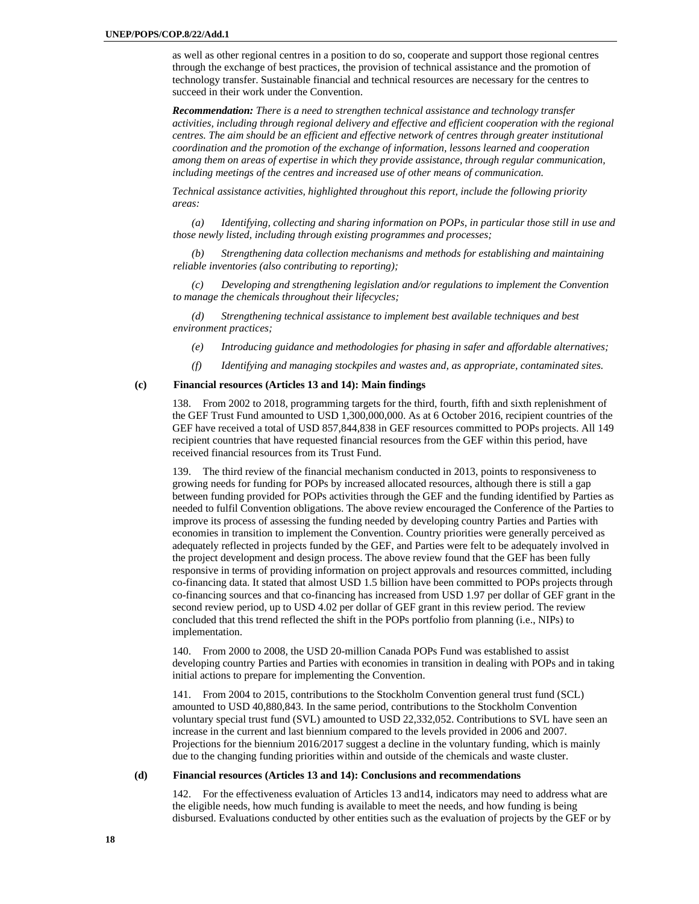as well as other regional centres in a position to do so, cooperate and support those regional centres through the exchange of best practices, the provision of technical assistance and the promotion of technology transfer. Sustainable financial and technical resources are necessary for the centres to succeed in their work under the Convention.

***Recommendation:*** *There is a need to strengthen technical assistance and technology transfer activities, including through regional delivery and effective and efficient cooperation with the regional centres. The aim should be an efficient and effective network of centres through greater institutional coordination and the promotion of the exchange of information, lessons learned and cooperation among them on areas of expertise in which they provide assistance, through regular communication, including meetings of the centres and increased use of other means of communication.*

*Technical assistance activities, highlighted throughout this report, include the following priority areas:*

*(a) Identifying, collecting and sharing information on POPs, in particular those still in use and those newly listed, including through existing programmes and processes;*

*(b) Strengthening data collection mechanisms and methods for establishing and maintaining reliable inventories (also contributing to reporting);*

*(c) Developing and strengthening legislation and/or regulations to implement the Convention to manage the chemicals throughout their lifecycles;*

*(d) Strengthening technical assistance to implement best available techniques and best environment practices;*

*(e) Introducing guidance and methodologies for phasing in safer and affordable alternatives;*

*(f) Identifying and managing stockpiles and wastes and, as appropriate, contaminated sites.*

### (c) Financial resources (Articles 13 and 14): Main findings

138. From 2002 to 2018, programming targets for the third, fourth, fifth and sixth replenishment of the GEF Trust Fund amounted to USD 1,300,000,000. As at 6 October 2016, recipient countries of the GEF have received a total of USD 857,844,838 in GEF resources committed to POPs projects. All 149 recipient countries that have requested financial resources from the GEF within this period, have received financial resources from its Trust Fund.

139. The third review of the financial mechanism conducted in 2013, points to responsiveness to growing needs for funding for POPs by increased allocated resources, although there is still a gap between funding provided for POPs activities through the GEF and the funding identified by Parties as needed to fulfil Convention obligations. The above review encouraged the Conference of the Parties to improve its process of assessing the funding needed by developing country Parties and Parties with economies in transition to implement the Convention. Country priorities were generally perceived as adequately reflected in projects funded by the GEF, and Parties were felt to be adequately involved in the project development and design process. The above review found that the GEF has been fully responsive in terms of providing information on project approvals and resources committed, including co-financing data. It stated that almost USD 1.5 billion have been committed to POPs projects through co-financing sources and that co-financing has increased from USD 1.97 per dollar of GEF grant in the second review period, up to USD 4.02 per dollar of GEF grant in this review period. The review concluded that this trend reflected the shift in the POPs portfolio from planning (i.e., NIPs) to implementation.

140. From 2000 to 2008, the USD 20-million Canada POPs Fund was established to assist developing country Parties and Parties with economies in transition in dealing with POPs and in taking initial actions to prepare for implementing the Convention.

141. From 2004 to 2015, contributions to the Stockholm Convention general trust fund (SCL) amounted to USD 40,880,843. In the same period, contributions to the Stockholm Convention voluntary special trust fund (SVL) amounted to USD 22,332,052. Contributions to SVL have seen an increase in the current and last biennium compared to the levels provided in 2006 and 2007. Projections for the biennium 2016/2017 suggest a decline in the voluntary funding, which is mainly due to the changing funding priorities within and outside of the chemicals and waste cluster.

### (d) Financial resources (Articles 13 and 14): Conclusions and recommendations

142. For the effectiveness evaluation of Articles 13 and14, indicators may need to address what are the eligible needs, how much funding is available to meet the needs, and how funding is being disbursed. Evaluations conducted by other entities such as the evaluation of projects by the GEF or by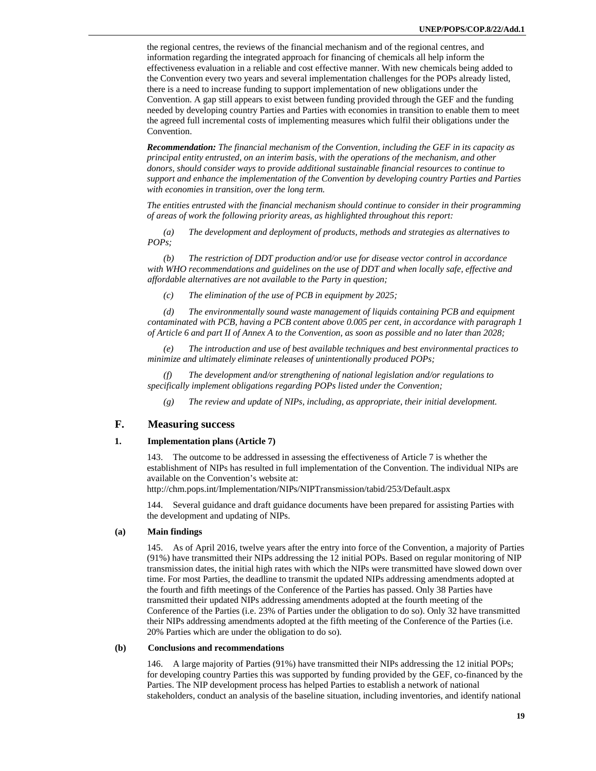the regional centres, the reviews of the financial mechanism and of the regional centres, and information regarding the integrated approach for financing of chemicals all help inform the effectiveness evaluation in a reliable and cost effective manner. With new chemicals being added to the Convention every two years and several implementation challenges for the POPs already listed, there is a need to increase funding to support implementation of new obligations under the Convention. A gap still appears to exist between funding provided through the GEF and the funding needed by developing country Parties and Parties with economies in transition to enable them to meet the agreed full incremental costs of implementing measures which fulfil their obligations under the Convention.

***Recommendation:*** *The financial mechanism of the Convention, including the GEF in its capacity as principal entity entrusted, on an interim basis, with the operations of the mechanism, and other donors, should consider ways to provide additional sustainable financial resources to continue to support and enhance the implementation of the Convention by developing country Parties and Parties with economies in transition, over the long term.*

*The entities entrusted with the financial mechanism should continue to consider in their programming of areas of work the following priority areas, as highlighted throughout this report:*

*(a) The development and deployment of products, methods and strategies as alternatives to POPs;*

*(b) The restriction of DDT production and/or use for disease vector control in accordance with WHO recommendations and guidelines on the use of DDT and when locally safe, effective and affordable alternatives are not available to the Party in question;*

*(c) The elimination of the use of PCB in equipment by 2025;*

*(d) The environmentally sound waste management of liquids containing PCB and equipment contaminated with PCB, having a PCB content above 0.005 per cent, in accordance with paragraph 1 of Article 6 and part II of Annex A to the Convention, as soon as possible and no later than 2028;*

*(e) The introduction and use of best available techniques and best environmental practices to minimize and ultimately eliminate releases of unintentionally produced POPs;*

*(f) The development and/or strengthening of national legislation and/or regulations to specifically implement obligations regarding POPs listed under the Convention;*

*(g) The review and update of NIPs, including, as appropriate, their initial development.*

## F. Measuring success

### 1. Implementation plans (Article 7)

143. The outcome to be addressed in assessing the effectiveness of Article 7 is whether the establishment of NIPs has resulted in full implementation of the Convention. The individual NIPs are available on the Convention's website at:
http://chm.pops.int/Implementation/NIPs/NIPTransmission/tabid/253/Default.aspx

144. Several guidance and draft guidance documents have been prepared for assisting Parties with the development and updating of NIPs.

#### (a) Main findings

145. As of April 2016, twelve years after the entry into force of the Convention, a majority of Parties (91%) have transmitted their NIPs addressing the 12 initial POPs. Based on regular monitoring of NIP transmission dates, the initial high rates with which the NIPs were transmitted have slowed down over time. For most Parties, the deadline to transmit the updated NIPs addressing amendments adopted at the fourth and fifth meetings of the Conference of the Parties has passed. Only 38 Parties have transmitted their updated NIPs addressing amendments adopted at the fourth meeting of the Conference of the Parties (i.e. 23% of Parties under the obligation to do so). Only 32 have transmitted their NIPs addressing amendments adopted at the fifth meeting of the Conference of the Parties (i.e. 20% Parties which are under the obligation to do so).

#### (b) Conclusions and recommendations

146. A large majority of Parties (91%) have transmitted their NIPs addressing the 12 initial POPs; for developing country Parties this was supported by funding provided by the GEF, co-financed by the Parties. The NIP development process has helped Parties to establish a network of national stakeholders, conduct an analysis of the baseline situation, including inventories, and identify national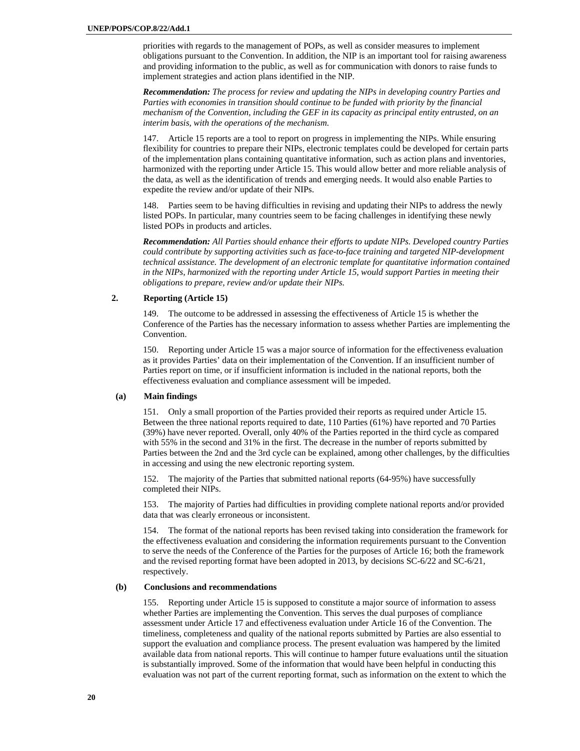priorities with regards to the management of POPs, as well as consider measures to implement obligations pursuant to the Convention. In addition, the NIP is an important tool for raising awareness and providing information to the public, as well as for communication with donors to raise funds to implement strategies and action plans identified in the NIP.

***Recommendation:*** *The process for review and updating the NIPs in developing country Parties and Parties with economies in transition should continue to be funded with priority by the financial mechanism of the Convention, including the GEF in its capacity as principal entity entrusted, on an interim basis, with the operations of the mechanism.*

147. Article 15 reports are a tool to report on progress in implementing the NIPs. While ensuring flexibility for countries to prepare their NIPs, electronic templates could be developed for certain parts of the implementation plans containing quantitative information, such as action plans and inventories, harmonized with the reporting under Article 15. This would allow better and more reliable analysis of the data, as well as the identification of trends and emerging needs. It would also enable Parties to expedite the review and/or update of their NIPs.

148. Parties seem to be having difficulties in revising and updating their NIPs to address the newly listed POPs. In particular, many countries seem to be facing challenges in identifying these newly listed POPs in products and articles.

***Recommendation:*** *All Parties should enhance their efforts to update NIPs. Developed country Parties could contribute by supporting activities such as face-to-face training and targeted NIP-development technical assistance. The development of an electronic template for quantitative information contained in the NIPs, harmonized with the reporting under Article 15, would support Parties in meeting their obligations to prepare, review and/or update their NIPs.*

### 2. Reporting (Article 15)

149. The outcome to be addressed in assessing the effectiveness of Article 15 is whether the Conference of the Parties has the necessary information to assess whether Parties are implementing the Convention.

150. Reporting under Article 15 was a major source of information for the effectiveness evaluation as it provides Parties' data on their implementation of the Convention. If an insufficient number of Parties report on time, or if insufficient information is included in the national reports, both the effectiveness evaluation and compliance assessment will be impeded.

#### (a) Main findings

151. Only a small proportion of the Parties provided their reports as required under Article 15. Between the three national reports required to date, 110 Parties (61%) have reported and 70 Parties (39%) have never reported. Overall, only 40% of the Parties reported in the third cycle as compared with 55% in the second and 31% in the first. The decrease in the number of reports submitted by Parties between the 2nd and the 3rd cycle can be explained, among other challenges, by the difficulties in accessing and using the new electronic reporting system.

152. The majority of the Parties that submitted national reports (64-95%) have successfully completed their NIPs.

153. The majority of Parties had difficulties in providing complete national reports and/or provided data that was clearly erroneous or inconsistent.

154. The format of the national reports has been revised taking into consideration the framework for the effectiveness evaluation and considering the information requirements pursuant to the Convention to serve the needs of the Conference of the Parties for the purposes of Article 16; both the framework and the revised reporting format have been adopted in 2013, by decisions SC-6/22 and SC-6/21, respectively.

#### (b) Conclusions and recommendations

155. Reporting under Article 15 is supposed to constitute a major source of information to assess whether Parties are implementing the Convention. This serves the dual purposes of compliance assessment under Article 17 and effectiveness evaluation under Article 16 of the Convention. The timeliness, completeness and quality of the national reports submitted by Parties are also essential to support the evaluation and compliance process. The present evaluation was hampered by the limited available data from national reports. This will continue to hamper future evaluations until the situation is substantially improved. Some of the information that would have been helpful in conducting this evaluation was not part of the current reporting format, such as information on the extent to which the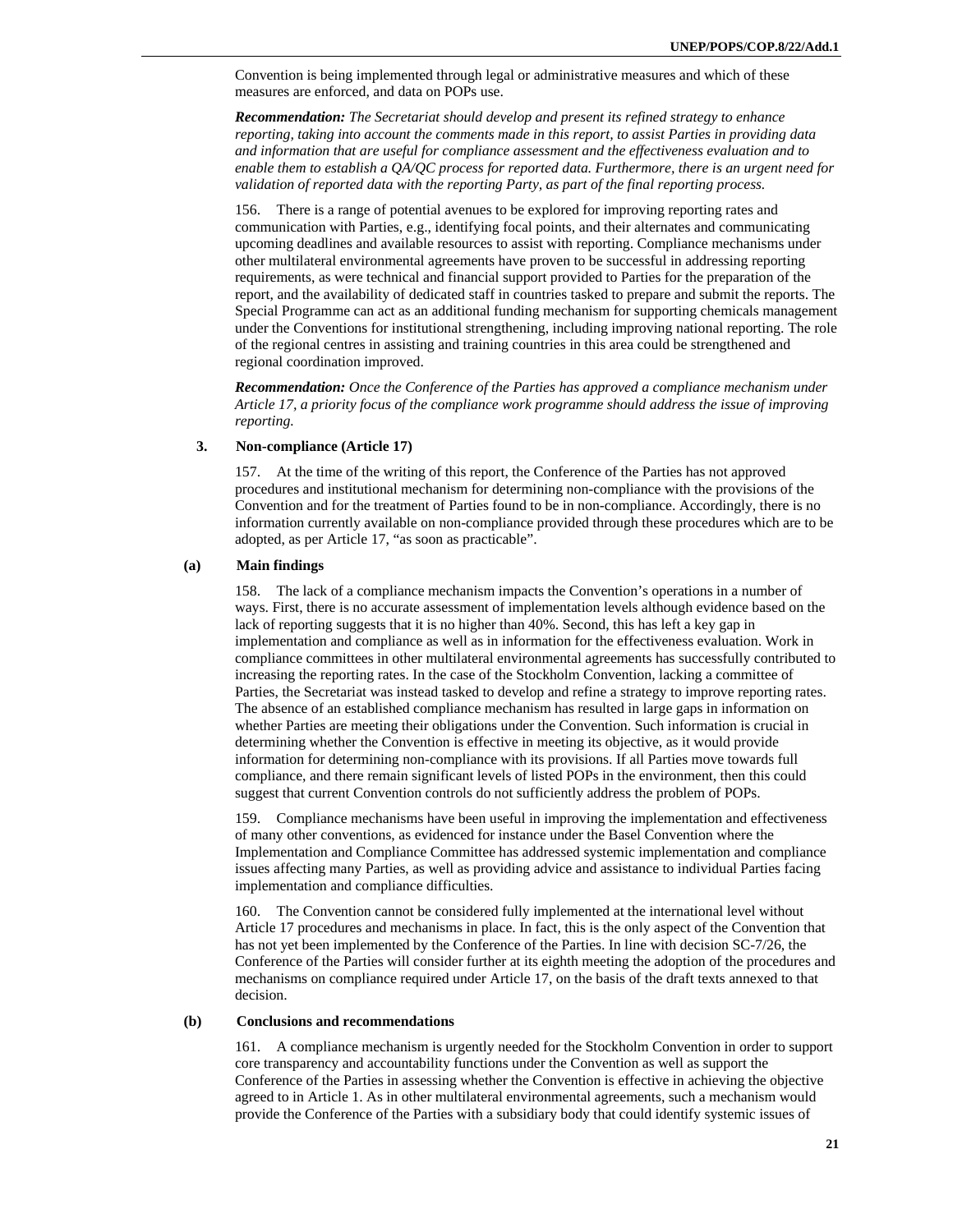Convention is being implemented through legal or administrative measures and which of these measures are enforced, and data on POPs use.

***Recommendation:*** *The Secretariat should develop and present its refined strategy to enhance reporting, taking into account the comments made in this report, to assist Parties in providing data and information that are useful for compliance assessment and the effectiveness evaluation and to enable them to establish a QA/QC process for reported data. Furthermore, there is an urgent need for validation of reported data with the reporting Party, as part of the final reporting process.*

156. There is a range of potential avenues to be explored for improving reporting rates and communication with Parties, e.g., identifying focal points, and their alternates and communicating upcoming deadlines and available resources to assist with reporting. Compliance mechanisms under other multilateral environmental agreements have proven to be successful in addressing reporting requirements, as were technical and financial support provided to Parties for the preparation of the report, and the availability of dedicated staff in countries tasked to prepare and submit the reports. The Special Programme can act as an additional funding mechanism for supporting chemicals management under the Conventions for institutional strengthening, including improving national reporting. The role of the regional centres in assisting and training countries in this area could be strengthened and regional coordination improved.

***Recommendation:*** *Once the Conference of the Parties has approved a compliance mechanism under Article 17, a priority focus of the compliance work programme should address the issue of improving reporting.*

### 3. Non-compliance (Article 17)

157. At the time of the writing of this report, the Conference of the Parties has not approved procedures and institutional mechanism for determining non-compliance with the provisions of the Convention and for the treatment of Parties found to be in non-compliance. Accordingly, there is no information currently available on non-compliance provided through these procedures which are to be adopted, as per Article 17, "as soon as practicable".

#### (a) Main findings

158. The lack of a compliance mechanism impacts the Convention's operations in a number of ways. First, there is no accurate assessment of implementation levels although evidence based on the lack of reporting suggests that it is no higher than 40%. Second, this has left a key gap in implementation and compliance as well as in information for the effectiveness evaluation. Work in compliance committees in other multilateral environmental agreements has successfully contributed to increasing the reporting rates. In the case of the Stockholm Convention, lacking a committee of Parties, the Secretariat was instead tasked to develop and refine a strategy to improve reporting rates. The absence of an established compliance mechanism has resulted in large gaps in information on whether Parties are meeting their obligations under the Convention. Such information is crucial in determining whether the Convention is effective in meeting its objective, as it would provide information for determining non-compliance with its provisions. If all Parties move towards full compliance, and there remain significant levels of listed POPs in the environment, then this could suggest that current Convention controls do not sufficiently address the problem of POPs.

159. Compliance mechanisms have been useful in improving the implementation and effectiveness of many other conventions, as evidenced for instance under the Basel Convention where the Implementation and Compliance Committee has addressed systemic implementation and compliance issues affecting many Parties, as well as providing advice and assistance to individual Parties facing implementation and compliance difficulties.

160. The Convention cannot be considered fully implemented at the international level without Article 17 procedures and mechanisms in place. In fact, this is the only aspect of the Convention that has not yet been implemented by the Conference of the Parties. In line with decision SC-7/26, the Conference of the Parties will consider further at its eighth meeting the adoption of the procedures and mechanisms on compliance required under Article 17, on the basis of the draft texts annexed to that decision.

#### (b) Conclusions and recommendations

161. A compliance mechanism is urgently needed for the Stockholm Convention in order to support core transparency and accountability functions under the Convention as well as support the Conference of the Parties in assessing whether the Convention is effective in achieving the objective agreed to in Article 1. As in other multilateral environmental agreements, such a mechanism would provide the Conference of the Parties with a subsidiary body that could identify systemic issues of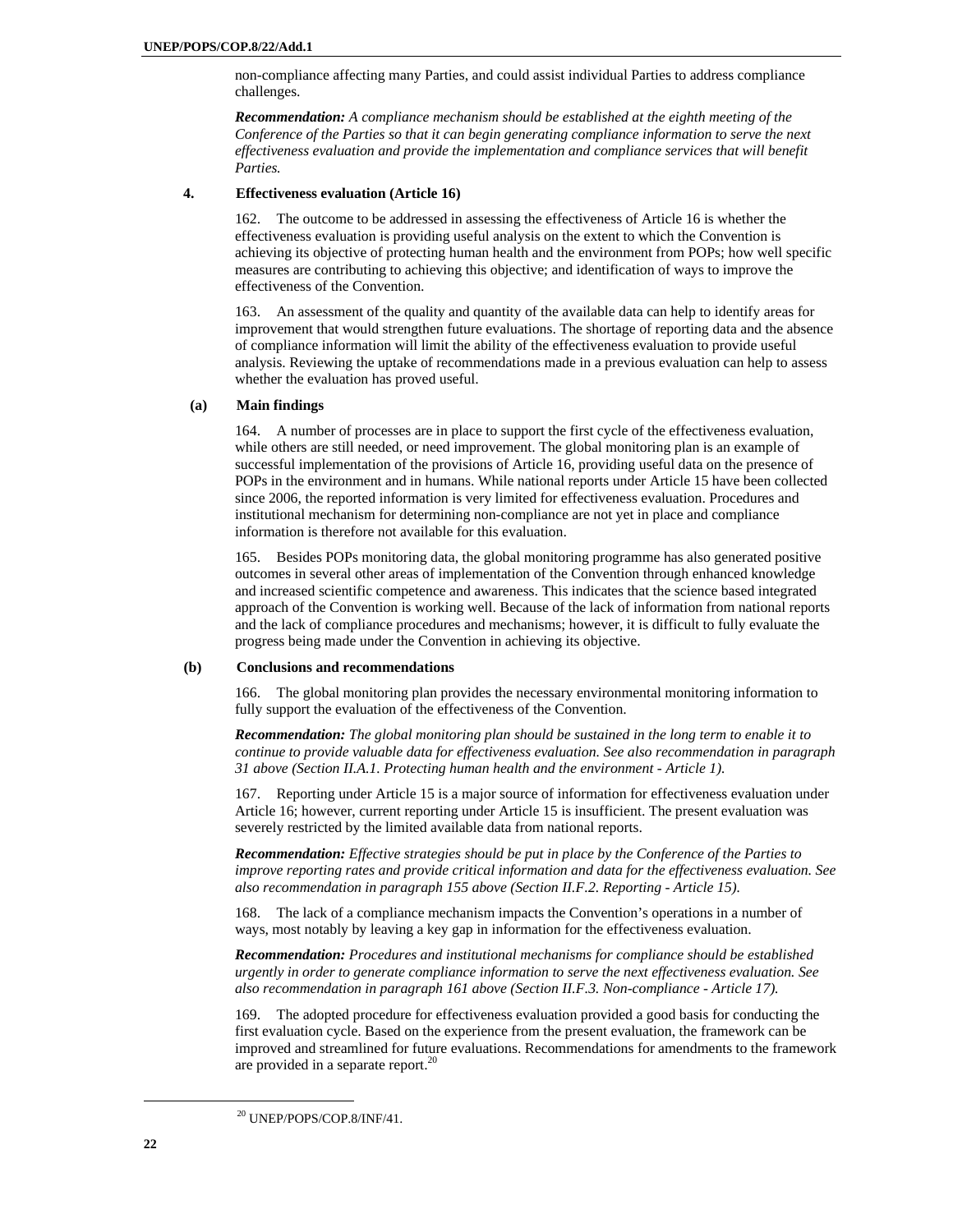non-compliance affecting many Parties, and could assist individual Parties to address compliance challenges.

***Recommendation:*** *A compliance mechanism should be established at the eighth meeting of the Conference of the Parties so that it can begin generating compliance information to serve the next effectiveness evaluation and provide the implementation and compliance services that will benefit Parties.*

### 4. Effectiveness evaluation (Article 16)

162. The outcome to be addressed in assessing the effectiveness of Article 16 is whether the effectiveness evaluation is providing useful analysis on the extent to which the Convention is achieving its objective of protecting human health and the environment from POPs; how well specific measures are contributing to achieving this objective; and identification of ways to improve the effectiveness of the Convention.

163. An assessment of the quality and quantity of the available data can help to identify areas for improvement that would strengthen future evaluations. The shortage of reporting data and the absence of compliance information will limit the ability of the effectiveness evaluation to provide useful analysis. Reviewing the uptake of recommendations made in a previous evaluation can help to assess whether the evaluation has proved useful.

#### (a) Main findings

164. A number of processes are in place to support the first cycle of the effectiveness evaluation, while others are still needed, or need improvement. The global monitoring plan is an example of successful implementation of the provisions of Article 16, providing useful data on the presence of POPs in the environment and in humans. While national reports under Article 15 have been collected since 2006, the reported information is very limited for effectiveness evaluation. Procedures and institutional mechanism for determining non-compliance are not yet in place and compliance information is therefore not available for this evaluation.

165. Besides POPs monitoring data, the global monitoring programme has also generated positive outcomes in several other areas of implementation of the Convention through enhanced knowledge and increased scientific competence and awareness. This indicates that the science based integrated approach of the Convention is working well. Because of the lack of information from national reports and the lack of compliance procedures and mechanisms; however, it is difficult to fully evaluate the progress being made under the Convention in achieving its objective.

#### (b) Conclusions and recommendations

166. The global monitoring plan provides the necessary environmental monitoring information to fully support the evaluation of the effectiveness of the Convention.

***Recommendation:*** *The global monitoring plan should be sustained in the long term to enable it to continue to provide valuable data for effectiveness evaluation. See also recommendation in paragraph 31 above (Section II.A.1. Protecting human health and the environment - Article 1).*

167. Reporting under Article 15 is a major source of information for effectiveness evaluation under Article 16; however, current reporting under Article 15 is insufficient. The present evaluation was severely restricted by the limited available data from national reports.

***Recommendation:*** *Effective strategies should be put in place by the Conference of the Parties to improve reporting rates and provide critical information and data for the effectiveness evaluation. See also recommendation in paragraph 155 above (Section II.F.2. Reporting - Article 15).*

168. The lack of a compliance mechanism impacts the Convention's operations in a number of ways, most notably by leaving a key gap in information for the effectiveness evaluation.

***Recommendation:*** *Procedures and institutional mechanisms for compliance should be established urgently in order to generate compliance information to serve the next effectiveness evaluation. See also recommendation in paragraph 161 above (Section II.F.3. Non-compliance - Article 17).*

169. The adopted procedure for effectiveness evaluation provided a good basis for conducting the first evaluation cycle. Based on the experience from the present evaluation, the framework can be improved and streamlined for future evaluations. Recommendations for amendments to the framework are provided in a separate report.[20]

[20] UNEP/POPS/COP.8/INF/41.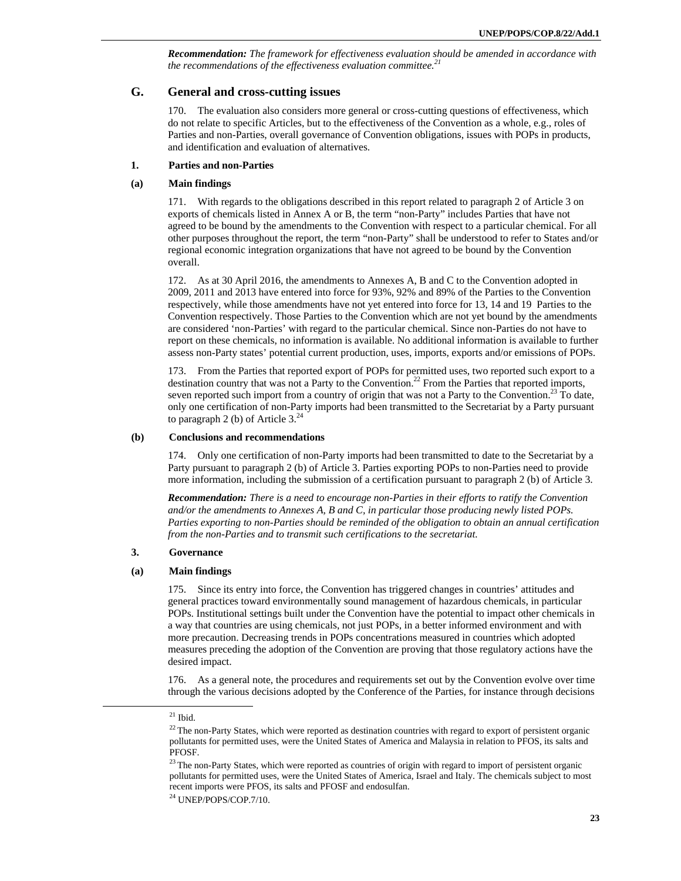***Recommendation:*** *The framework for effectiveness evaluation should be amended in accordance with the recommendations of the effectiveness evaluation committee.*[21]

## G. General and cross-cutting issues

170. The evaluation also considers more general or cross-cutting questions of effectiveness, which do not relate to specific Articles, but to the effectiveness of the Convention as a whole, e.g., roles of Parties and non-Parties, overall governance of Convention obligations, issues with POPs in products, and identification and evaluation of alternatives.

### 1. Parties and non-Parties

#### (a) Main findings

171. With regards to the obligations described in this report related to paragraph 2 of Article 3 on exports of chemicals listed in Annex A or B, the term "non-Party" includes Parties that have not agreed to be bound by the amendments to the Convention with respect to a particular chemical. For all other purposes throughout the report, the term "non-Party" shall be understood to refer to States and/or regional economic integration organizations that have not agreed to be bound by the Convention overall.

172. As at 30 April 2016, the amendments to Annexes A, B and C to the Convention adopted in 2009, 2011 and 2013 have entered into force for 93%, 92% and 89% of the Parties to the Convention respectively, while those amendments have not yet entered into force for 13, 14 and 19 Parties to the Convention respectively. Those Parties to the Convention which are not yet bound by the amendments are considered 'non-Parties' with regard to the particular chemical. Since non-Parties do not have to report on these chemicals, no information is available. No additional information is available to further assess non-Party states' potential current production, uses, imports, exports and/or emissions of POPs.

173. From the Parties that reported export of POPs for permitted uses, two reported such export to a destination country that was not a Party to the Convention.[22] From the Parties that reported imports, seven reported such import from a country of origin that was not a Party to the Convention.[23] To date, only one certification of non-Party imports had been transmitted to the Secretariat by a Party pursuant to paragraph 2 (b) of Article 3.[24]

#### (b) Conclusions and recommendations

174. Only one certification of non-Party imports had been transmitted to date to the Secretariat by a Party pursuant to paragraph 2 (b) of Article 3. Parties exporting POPs to non-Parties need to provide more information, including the submission of a certification pursuant to paragraph 2 (b) of Article 3.

***Recommendation:*** *There is a need to encourage non-Parties in their efforts to ratify the Convention and/or the amendments to Annexes A, B and C, in particular those producing newly listed POPs. Parties exporting to non-Parties should be reminded of the obligation to obtain an annual certification from the non-Parties and to transmit such certifications to the secretariat.*

### 3. Governance

#### (a) Main findings

175. Since its entry into force, the Convention has triggered changes in countries' attitudes and general practices toward environmentally sound management of hazardous chemicals, in particular POPs. Institutional settings built under the Convention have the potential to impact other chemicals in a way that countries are using chemicals, not just POPs, in a better informed environment and with more precaution. Decreasing trends in POPs concentrations measured in countries which adopted measures preceding the adoption of the Convention are proving that those regulatory actions have the desired impact.

176. As a general note, the procedures and requirements set out by the Convention evolve over time through the various decisions adopted by the Conference of the Parties, for instance through decisions

---

[21] Ibid.

[22] The non-Party States, which were reported as destination countries with regard to export of persistent organic pollutants for permitted uses, were the United States of America and Malaysia in relation to PFOS, its salts and PFOSF.

[23] The non-Party States, which were reported as countries of origin with regard to import of persistent organic pollutants for permitted uses, were the United States of America, Israel and Italy. The chemicals subject to most recent imports were PFOS, its salts and PFOSF and endosulfan.

[24] UNEP/POPS/COP.7/10.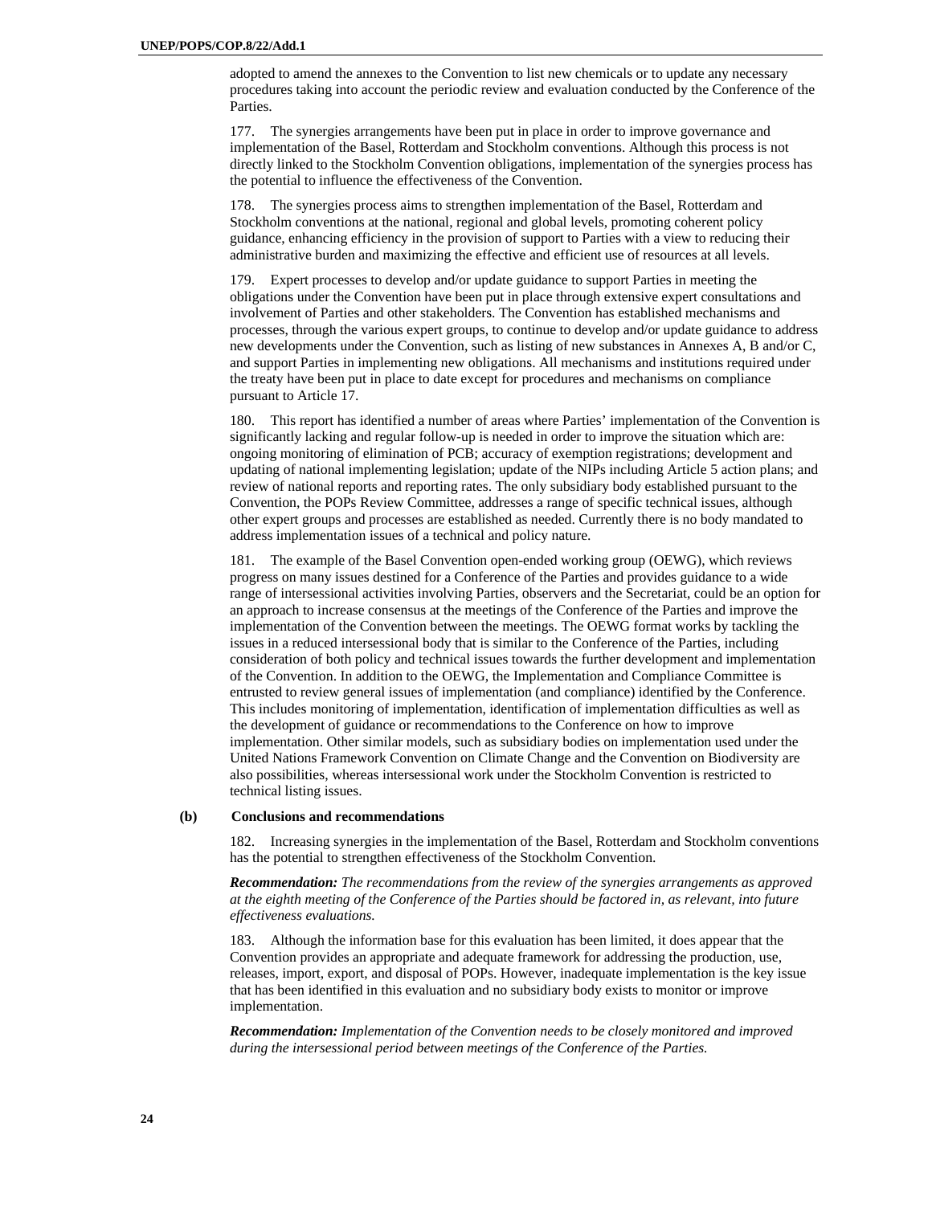adopted to amend the annexes to the Convention to list new chemicals or to update any necessary procedures taking into account the periodic review and evaluation conducted by the Conference of the Parties.

177. The synergies arrangements have been put in place in order to improve governance and implementation of the Basel, Rotterdam and Stockholm conventions. Although this process is not directly linked to the Stockholm Convention obligations, implementation of the synergies process has the potential to influence the effectiveness of the Convention.

178. The synergies process aims to strengthen implementation of the Basel, Rotterdam and Stockholm conventions at the national, regional and global levels, promoting coherent policy guidance, enhancing efficiency in the provision of support to Parties with a view to reducing their administrative burden and maximizing the effective and efficient use of resources at all levels.

179. Expert processes to develop and/or update guidance to support Parties in meeting the obligations under the Convention have been put in place through extensive expert consultations and involvement of Parties and other stakeholders. The Convention has established mechanisms and processes, through the various expert groups, to continue to develop and/or update guidance to address new developments under the Convention, such as listing of new substances in Annexes A, B and/or C, and support Parties in implementing new obligations. All mechanisms and institutions required under the treaty have been put in place to date except for procedures and mechanisms on compliance pursuant to Article 17.

180. This report has identified a number of areas where Parties' implementation of the Convention is significantly lacking and regular follow-up is needed in order to improve the situation which are: ongoing monitoring of elimination of PCB; accuracy of exemption registrations; development and updating of national implementing legislation; update of the NIPs including Article 5 action plans; and review of national reports and reporting rates. The only subsidiary body established pursuant to the Convention, the POPs Review Committee, addresses a range of specific technical issues, although other expert groups and processes are established as needed. Currently there is no body mandated to address implementation issues of a technical and policy nature.

181. The example of the Basel Convention open-ended working group (OEWG), which reviews progress on many issues destined for a Conference of the Parties and provides guidance to a wide range of intersessional activities involving Parties, observers and the Secretariat, could be an option for an approach to increase consensus at the meetings of the Conference of the Parties and improve the implementation of the Convention between the meetings. The OEWG format works by tackling the issues in a reduced intersessional body that is similar to the Conference of the Parties, including consideration of both policy and technical issues towards the further development and implementation of the Convention. In addition to the OEWG, the Implementation and Compliance Committee is entrusted to review general issues of implementation (and compliance) identified by the Conference. This includes monitoring of implementation, identification of implementation difficulties as well as the development of guidance or recommendations to the Conference on how to improve implementation. Other similar models, such as subsidiary bodies on implementation used under the United Nations Framework Convention on Climate Change and the Convention on Biodiversity are also possibilities, whereas intersessional work under the Stockholm Convention is restricted to technical listing issues.

#### (b) Conclusions and recommendations

182. Increasing synergies in the implementation of the Basel, Rotterdam and Stockholm conventions has the potential to strengthen effectiveness of the Stockholm Convention.

***Recommendation:*** *The recommendations from the review of the synergies arrangements as approved at the eighth meeting of the Conference of the Parties should be factored in, as relevant, into future effectiveness evaluations.*

183. Although the information base for this evaluation has been limited, it does appear that the Convention provides an appropriate and adequate framework for addressing the production, use, releases, import, export, and disposal of POPs. However, inadequate implementation is the key issue that has been identified in this evaluation and no subsidiary body exists to monitor or improve implementation.

***Recommendation:*** *Implementation of the Convention needs to be closely monitored and improved during the intersessional period between meetings of the Conference of the Parties.*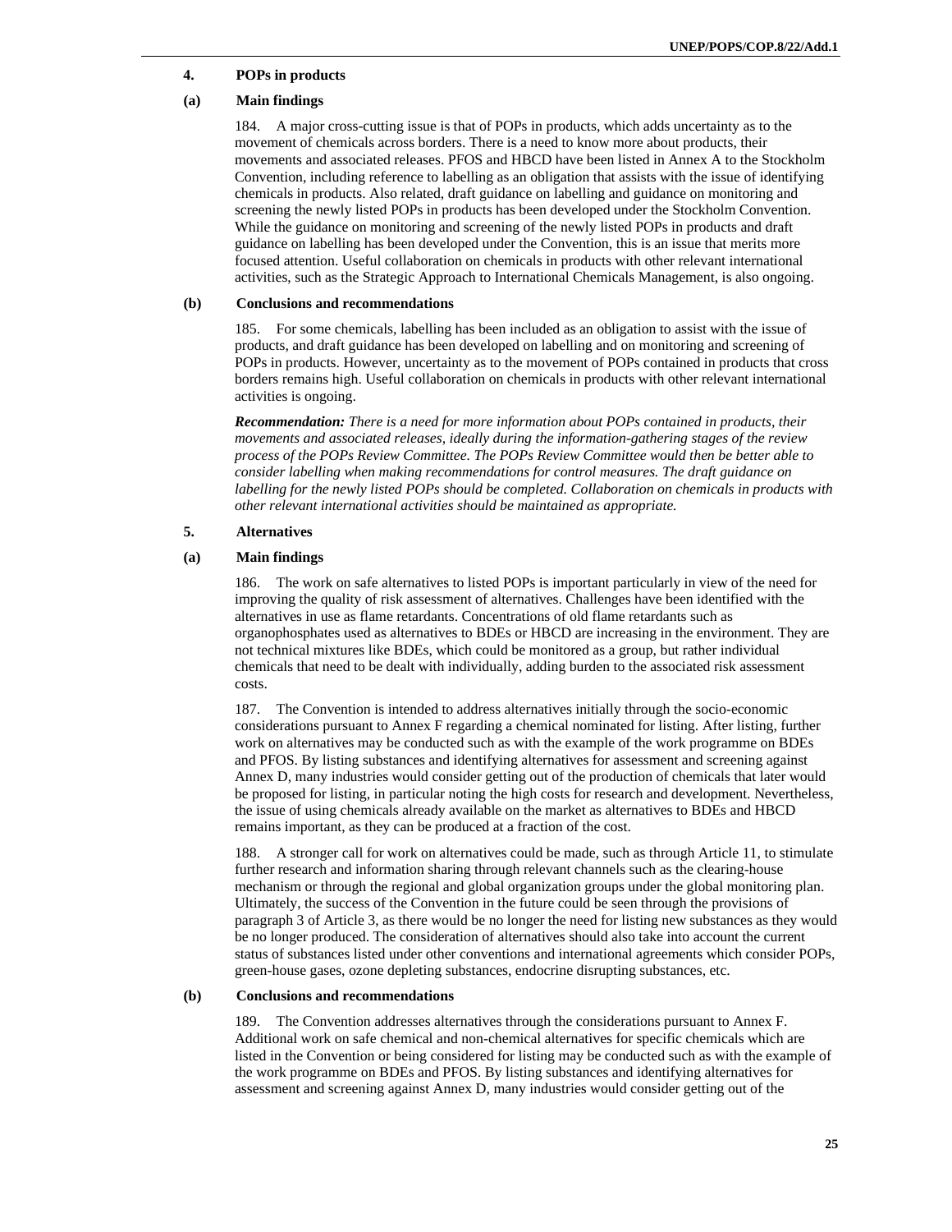### 4. POPs in products

#### (a) Main findings

184. A major cross-cutting issue is that of POPs in products, which adds uncertainty as to the movement of chemicals across borders. There is a need to know more about products, their movements and associated releases. PFOS and HBCD have been listed in Annex A to the Stockholm Convention, including reference to labelling as an obligation that assists with the issue of identifying chemicals in products. Also related, draft guidance on labelling and guidance on monitoring and screening the newly listed POPs in products has been developed under the Stockholm Convention. While the guidance on monitoring and screening of the newly listed POPs in products and draft guidance on labelling has been developed under the Convention, this is an issue that merits more focused attention. Useful collaboration on chemicals in products with other relevant international activities, such as the Strategic Approach to International Chemicals Management, is also ongoing.

#### (b) Conclusions and recommendations

185. For some chemicals, labelling has been included as an obligation to assist with the issue of products, and draft guidance has been developed on labelling and on monitoring and screening of POPs in products. However, uncertainty as to the movement of POPs contained in products that cross borders remains high. Useful collaboration on chemicals in products with other relevant international activities is ongoing.

***Recommendation:*** *There is a need for more information about POPs contained in products, their movements and associated releases, ideally during the information-gathering stages of the review process of the POPs Review Committee. The POPs Review Committee would then be better able to consider labelling when making recommendations for control measures. The draft guidance on labelling for the newly listed POPs should be completed. Collaboration on chemicals in products with other relevant international activities should be maintained as appropriate.*

### 5. Alternatives

#### (a) Main findings

186. The work on safe alternatives to listed POPs is important particularly in view of the need for improving the quality of risk assessment of alternatives. Challenges have been identified with the alternatives in use as flame retardants. Concentrations of old flame retardants such as organophosphates used as alternatives to BDEs or HBCD are increasing in the environment. They are not technical mixtures like BDEs, which could be monitored as a group, but rather individual chemicals that need to be dealt with individually, adding burden to the associated risk assessment costs.

187. The Convention is intended to address alternatives initially through the socio-economic considerations pursuant to Annex F regarding a chemical nominated for listing. After listing, further work on alternatives may be conducted such as with the example of the work programme on BDEs and PFOS. By listing substances and identifying alternatives for assessment and screening against Annex D, many industries would consider getting out of the production of chemicals that later would be proposed for listing, in particular noting the high costs for research and development. Nevertheless, the issue of using chemicals already available on the market as alternatives to BDEs and HBCD remains important, as they can be produced at a fraction of the cost.

188. A stronger call for work on alternatives could be made, such as through Article 11, to stimulate further research and information sharing through relevant channels such as the clearing-house mechanism or through the regional and global organization groups under the global monitoring plan. Ultimately, the success of the Convention in the future could be seen through the provisions of paragraph 3 of Article 3, as there would be no longer the need for listing new substances as they would be no longer produced. The consideration of alternatives should also take into account the current status of substances listed under other conventions and international agreements which consider POPs, green-house gases, ozone depleting substances, endocrine disrupting substances, etc.

#### (b) Conclusions and recommendations

189. The Convention addresses alternatives through the considerations pursuant to Annex F. Additional work on safe chemical and non-chemical alternatives for specific chemicals which are listed in the Convention or being considered for listing may be conducted such as with the example of the work programme on BDEs and PFOS. By listing substances and identifying alternatives for assessment and screening against Annex D, many industries would consider getting out of the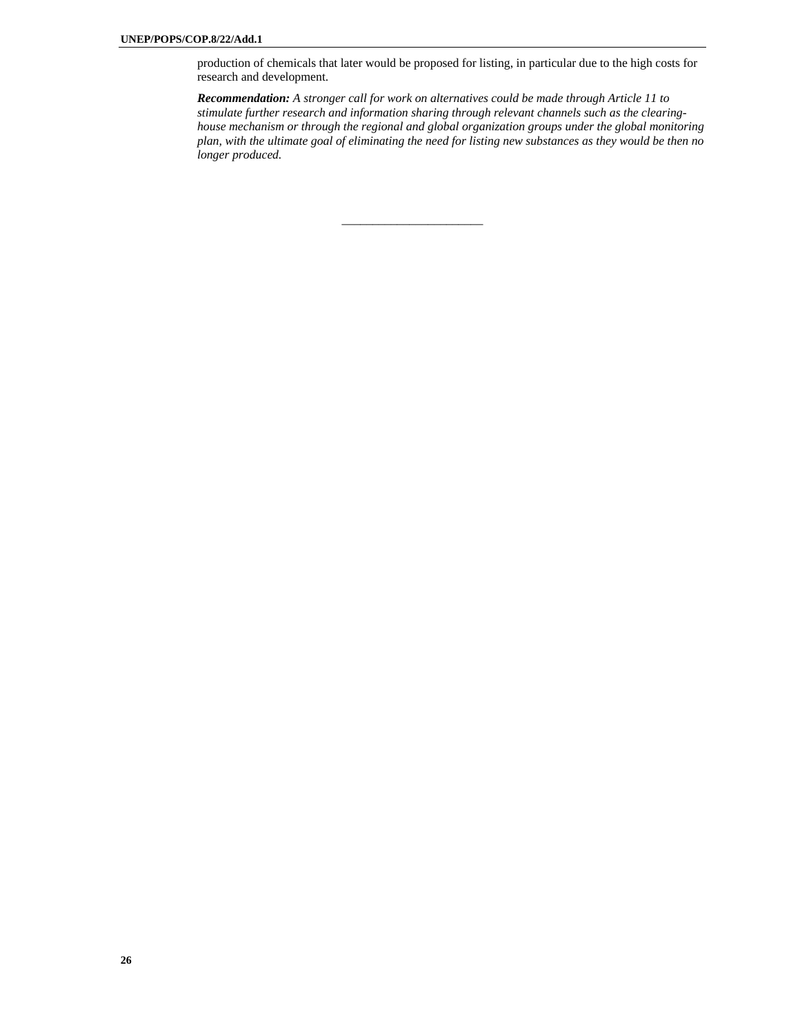production of chemicals that later would be proposed for listing, in particular due to the high costs for research and development.

***Recommendation:*** *A stronger call for work on alternatives could be made through Article 11 to stimulate further research and information sharing through relevant channels such as the clearing-house mechanism or through the regional and global organization groups under the global monitoring plan, with the ultimate goal of eliminating the need for listing new substances as they would be then no longer produced.*

\_\_\_\_\_\_\_\_\_\_\_\_\_\_\_\_\_\_\_\_\_\_\_\_